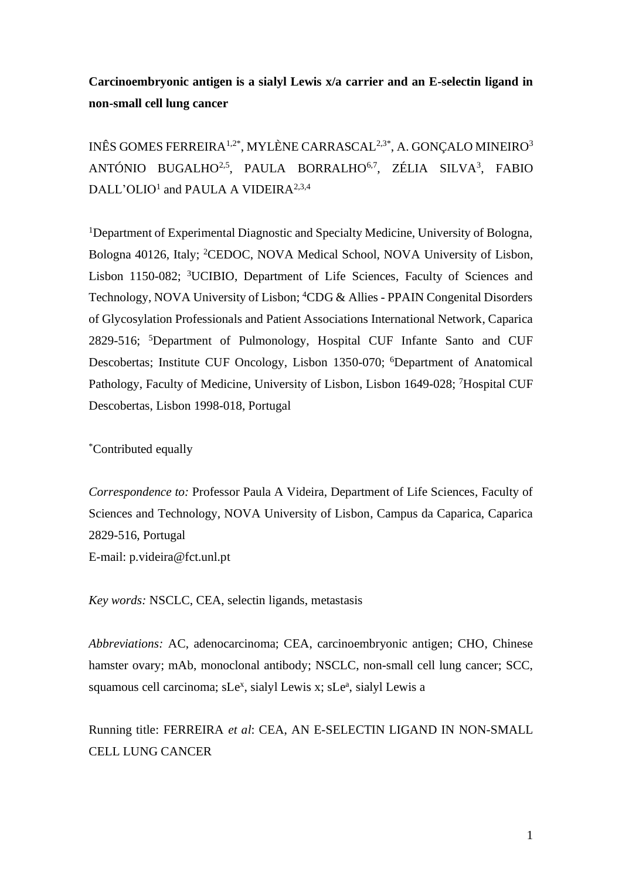# Carcinoembryonic antigen is a sialyl Lewis x/a carrier and an E-selectin ligand in non-small cell lung cancer

INÊS GOMES FERREIRA[1,2*], MYLÈNE CARRASCAL[2,3*], A. GONÇALO MINEIRO[3] ANTÓNIO BUGALHO[2,5], PAULA BORRALHO[6,7], ZÉLIA SILVA[3], FABIO DALL'OLIO[1] and PAULA A VIDEIRA[2,3,4]

[1]Department of Experimental Diagnostic and Specialty Medicine, University of Bologna, Bologna 40126, Italy; [2]CEDOC, NOVA Medical School, NOVA University of Lisbon, Lisbon 1150-082; [3]UCIBIO, Department of Life Sciences, Faculty of Sciences and Technology, NOVA University of Lisbon; [4]CDG & Allies - PPAIN Congenital Disorders of Glycosylation Professionals and Patient Associations International Network, Caparica 2829-516; [5]Department of Pulmonology, Hospital CUF Infante Santo and CUF Descobertas; Institute CUF Oncology, Lisbon 1350-070; [6]Department of Anatomical Pathology, Faculty of Medicine, University of Lisbon, Lisbon 1649-028; [7]Hospital CUF Descobertas, Lisbon 1998-018, Portugal

[*]Contributed equally

*Correspondence to:* Professor Paula A Videira, Department of Life Sciences, Faculty of Sciences and Technology, NOVA University of Lisbon, Campus da Caparica, Caparica 2829-516, Portugal

E-mail: p.videira@fct.unl.pt

*Key words:* NSCLC, CEA, selectin ligands, metastasis

*Abbreviations:* AC, adenocarcinoma; CEA, carcinoembryonic antigen; CHO, Chinese hamster ovary; mAb, monoclonal antibody; NSCLC, non-small cell lung cancer; SCC, squamous cell carcinoma; sLe$^x$, sialyl Lewis x; sLe$^a$, sialyl Lewis a

Running title: FERREIRA *et al*: CEA, AN E-SELECTIN LIGAND IN NON-SMALL CELL LUNG CANCER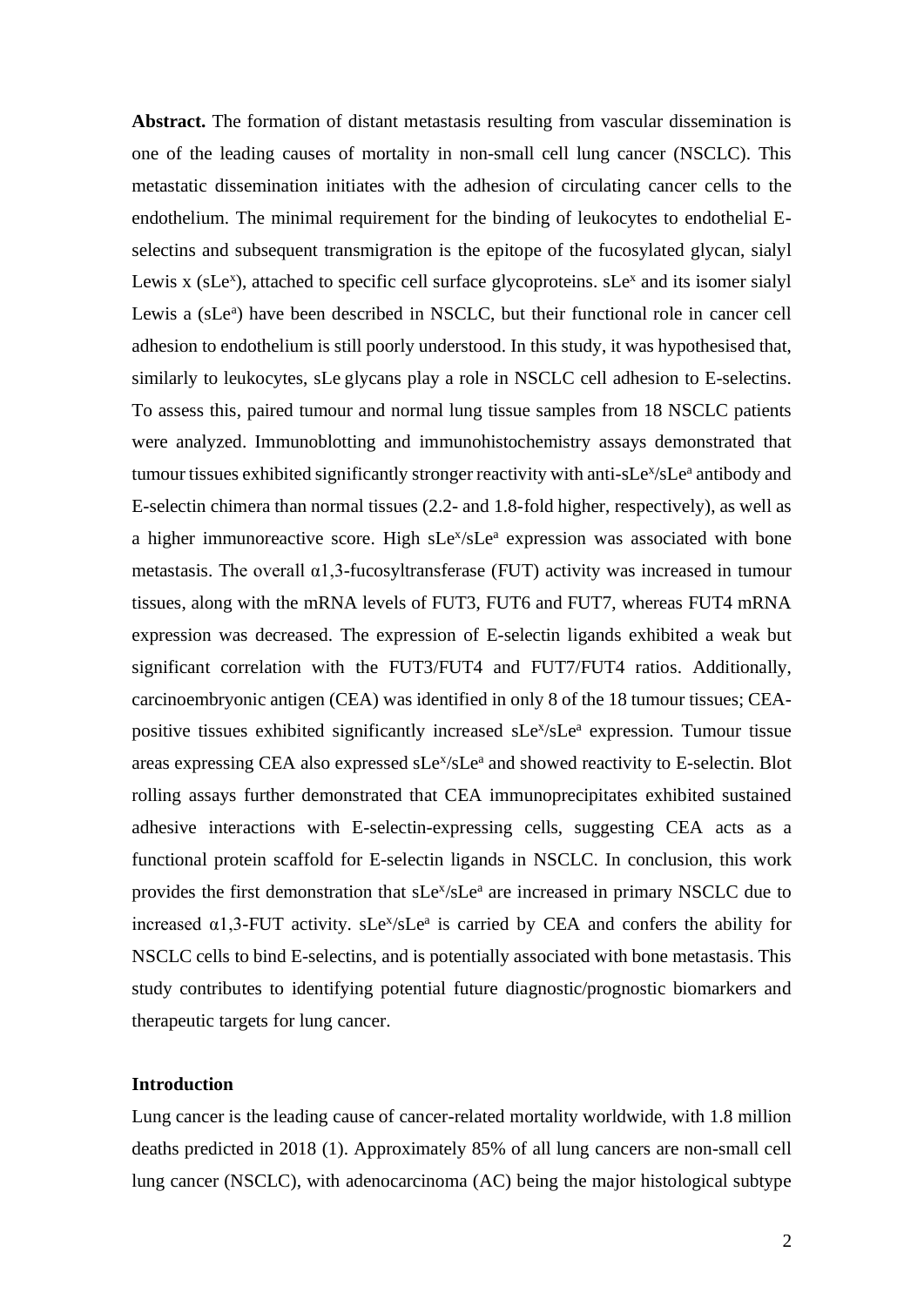**Abstract.** The formation of distant metastasis resulting from vascular dissemination is one of the leading causes of mortality in non-small cell lung cancer (NSCLC). This metastatic dissemination initiates with the adhesion of circulating cancer cells to the endothelium. The minimal requirement for the binding of leukocytes to endothelial E-selectins and subsequent transmigration is the epitope of the fucosylated glycan, sialyl Lewis x (sLe$^x$), attached to specific cell surface glycoproteins. sLe$^x$ and its isomer sialyl Lewis a (sLe$^a$) have been described in NSCLC, but their functional role in cancer cell adhesion to endothelium is still poorly understood. In this study, it was hypothesised that, similarly to leukocytes, sLe glycans play a role in NSCLC cell adhesion to E-selectins. To assess this, paired tumour and normal lung tissue samples from 18 NSCLC patients were analyzed. Immunoblotting and immunohistochemistry assays demonstrated that tumour tissues exhibited significantly stronger reactivity with anti-sLe$^x$/sLe$^a$ antibody and E-selectin chimera than normal tissues (2.2- and 1.8-fold higher, respectively), as well as a higher immunoreactive score. High sLe$^x$/sLe$^a$ expression was associated with bone metastasis. The overall α1,3-fucosyltransferase (FUT) activity was increased in tumour tissues, along with the mRNA levels of FUT3, FUT6 and FUT7, whereas FUT4 mRNA expression was decreased. The expression of E-selectin ligands exhibited a weak but significant correlation with the FUT3/FUT4 and FUT7/FUT4 ratios. Additionally, carcinoembryonic antigen (CEA) was identified in only 8 of the 18 tumour tissues; CEA-positive tissues exhibited significantly increased sLe$^x$/sLe$^a$ expression. Tumour tissue areas expressing CEA also expressed sLe$^x$/sLe$^a$ and showed reactivity to E-selectin. Blot rolling assays further demonstrated that CEA immunoprecipitates exhibited sustained adhesive interactions with E-selectin-expressing cells, suggesting CEA acts as a functional protein scaffold for E-selectin ligands in NSCLC. In conclusion, this work provides the first demonstration that sLe$^x$/sLe$^a$ are increased in primary NSCLC due to increased α1,3-FUT activity. sLe$^x$/sLe$^a$ is carried by CEA and confers the ability for NSCLC cells to bind E-selectins, and is potentially associated with bone metastasis. This study contributes to identifying potential future diagnostic/prognostic biomarkers and therapeutic targets for lung cancer.

## Introduction

Lung cancer is the leading cause of cancer-related mortality worldwide, with 1.8 million deaths predicted in 2018 (1). Approximately 85% of all lung cancers are non-small cell lung cancer (NSCLC), with adenocarcinoma (AC) being the major histological subtype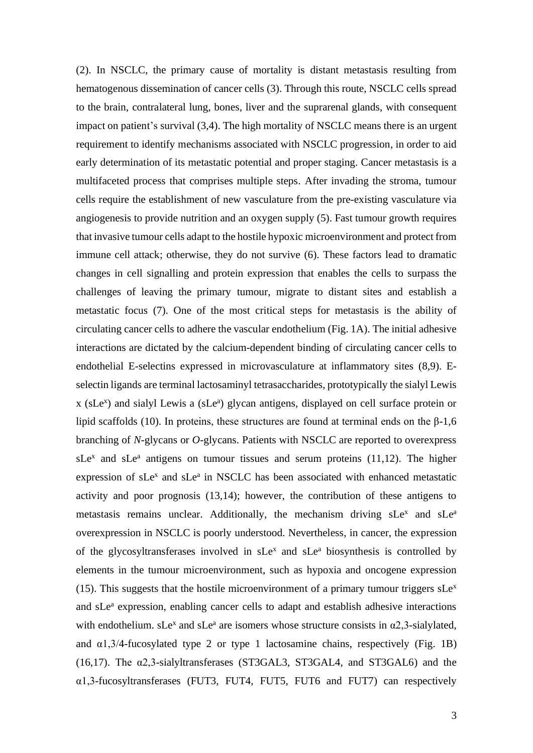(2). In NSCLC, the primary cause of mortality is distant metastasis resulting from hematogenous dissemination of cancer cells (3). Through this route, NSCLC cells spread to the brain, contralateral lung, bones, liver and the suprarenal glands, with consequent impact on patient's survival (3,4). The high mortality of NSCLC means there is an urgent requirement to identify mechanisms associated with NSCLC progression, in order to aid early determination of its metastatic potential and proper staging. Cancer metastasis is a multifaceted process that comprises multiple steps. After invading the stroma, tumour cells require the establishment of new vasculature from the pre-existing vasculature via angiogenesis to provide nutrition and an oxygen supply (5). Fast tumour growth requires that invasive tumour cells adapt to the hostile hypoxic microenvironment and protect from immune cell attack; otherwise, they do not survive (6). These factors lead to dramatic changes in cell signalling and protein expression that enables the cells to surpass the challenges of leaving the primary tumour, migrate to distant sites and establish a metastatic focus (7). One of the most critical steps for metastasis is the ability of circulating cancer cells to adhere the vascular endothelium (Fig. 1A). The initial adhesive interactions are dictated by the calcium-dependent binding of circulating cancer cells to endothelial E-selectins expressed in microvasculature at inflammatory sites (8,9). E-selectin ligands are terminal lactosaminyl tetrasaccharides, prototypically the sialyl Lewis x (sLe$^x$) and sialyl Lewis a (sLe$^a$) glycan antigens, displayed on cell surface protein or lipid scaffolds (10). In proteins, these structures are found at terminal ends on the β-1,6 branching of *N*-glycans or *O*-glycans. Patients with NSCLC are reported to overexpress sLe$^x$ and sLe$^a$ antigens on tumour tissues and serum proteins (11,12). The higher expression of sLe$^x$ and sLe$^a$ in NSCLC has been associated with enhanced metastatic activity and poor prognosis (13,14); however, the contribution of these antigens to metastasis remains unclear. Additionally, the mechanism driving sLe$^x$ and sLe$^a$ overexpression in NSCLC is poorly understood. Nevertheless, in cancer, the expression of the glycosyltransferases involved in sLe$^x$ and sLe$^a$ biosynthesis is controlled by elements in the tumour microenvironment, such as hypoxia and oncogene expression (15). This suggests that the hostile microenvironment of a primary tumour triggers sLe$^x$ and sLe$^a$ expression, enabling cancer cells to adapt and establish adhesive interactions with endothelium. sLe$^x$ and sLe$^a$ are isomers whose structure consists in α2,3-sialylated, and α1,3/4-fucosylated type 2 or type 1 lactosamine chains, respectively (Fig. 1B) (16,17). The α2,3-sialyltransferases (ST3GAL3, ST3GAL4, and ST3GAL6) and the α1,3-fucosyltransferases (FUT3, FUT4, FUT5, FUT6 and FUT7) can respectively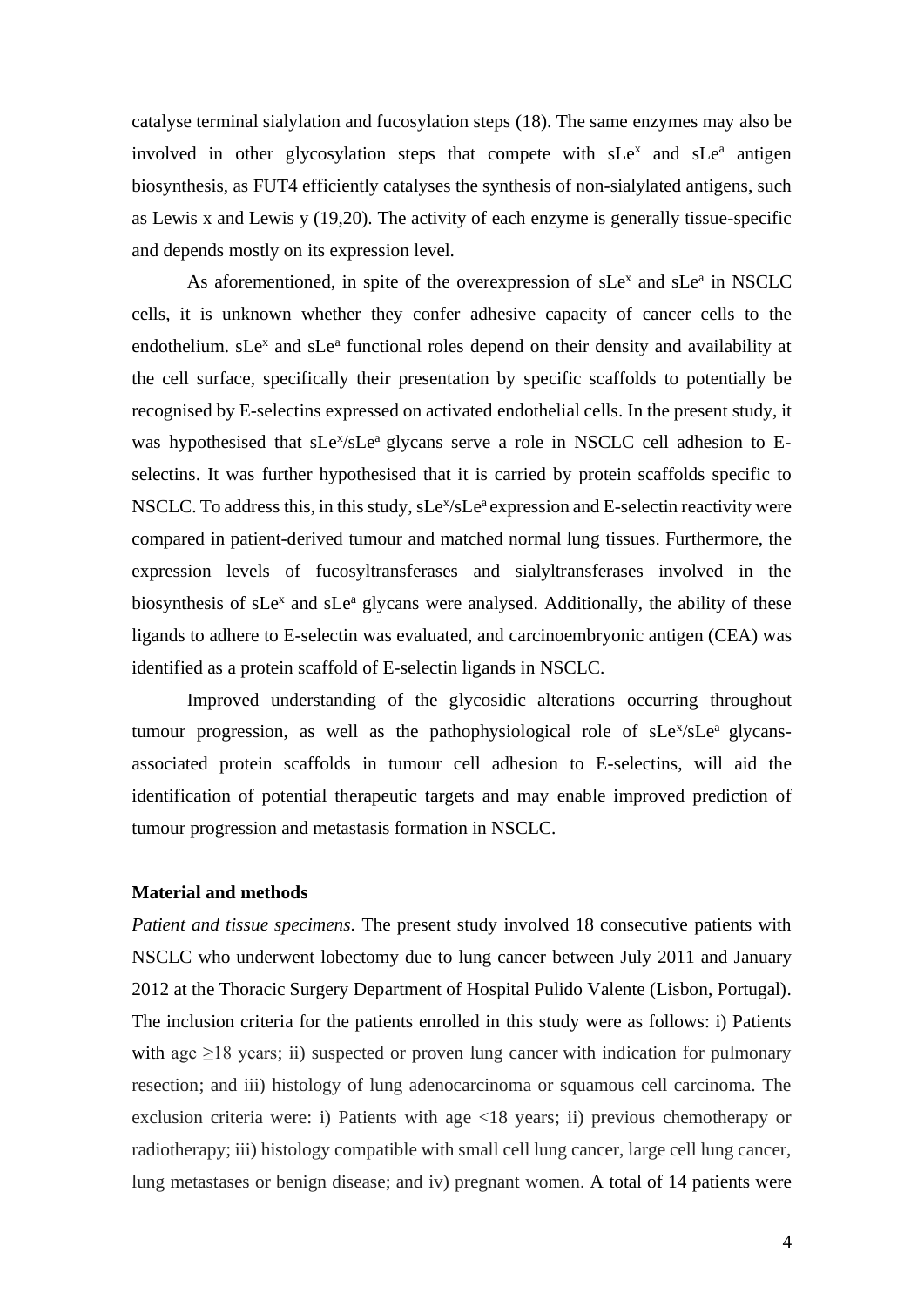catalyse terminal sialylation and fucosylation steps (18). The same enzymes may also be involved in other glycosylation steps that compete with sLe$^x$ and sLe$^a$ antigen biosynthesis, as FUT4 efficiently catalyses the synthesis of non-sialylated antigens, such as Lewis x and Lewis y (19,20). The activity of each enzyme is generally tissue-specific and depends mostly on its expression level.

As aforementioned, in spite of the overexpression of sLe$^x$ and sLe$^a$ in NSCLC cells, it is unknown whether they confer adhesive capacity of cancer cells to the endothelium. sLe$^x$ and sLe$^a$ functional roles depend on their density and availability at the cell surface, specifically their presentation by specific scaffolds to potentially be recognised by E-selectins expressed on activated endothelial cells. In the present study, it was hypothesised that sLe$^x$/sLe$^a$ glycans serve a role in NSCLC cell adhesion to E-selectins. It was further hypothesised that it is carried by protein scaffolds specific to NSCLC. To address this, in this study, sLe$^x$/sLe$^a$ expression and E-selectin reactivity were compared in patient-derived tumour and matched normal lung tissues. Furthermore, the expression levels of fucosyltransferases and sialyltransferases involved in the biosynthesis of sLe$^x$ and sLe$^a$ glycans were analysed. Additionally, the ability of these ligands to adhere to E-selectin was evaluated, and carcinoembryonic antigen (CEA) was identified as a protein scaffold of E-selectin ligands in NSCLC.

Improved understanding of the glycosidic alterations occurring throughout tumour progression, as well as the pathophysiological role of sLe$^x$/sLe$^a$ glycans-associated protein scaffolds in tumour cell adhesion to E-selectins, will aid the identification of potential therapeutic targets and may enable improved prediction of tumour progression and metastasis formation in NSCLC.

## Material and methods

*Patient and tissue specimens.* The present study involved 18 consecutive patients with NSCLC who underwent lobectomy due to lung cancer between July 2011 and January 2012 at the Thoracic Surgery Department of Hospital Pulido Valente (Lisbon, Portugal). The inclusion criteria for the patients enrolled in this study were as follows: i) Patients with age ≥18 years; ii) suspected or proven lung cancer with indication for pulmonary resection; and iii) histology of lung adenocarcinoma or squamous cell carcinoma. The exclusion criteria were: i) Patients with age <18 years; ii) previous chemotherapy or radiotherapy; iii) histology compatible with small cell lung cancer, large cell lung cancer, lung metastases or benign disease; and iv) pregnant women. A total of 14 patients were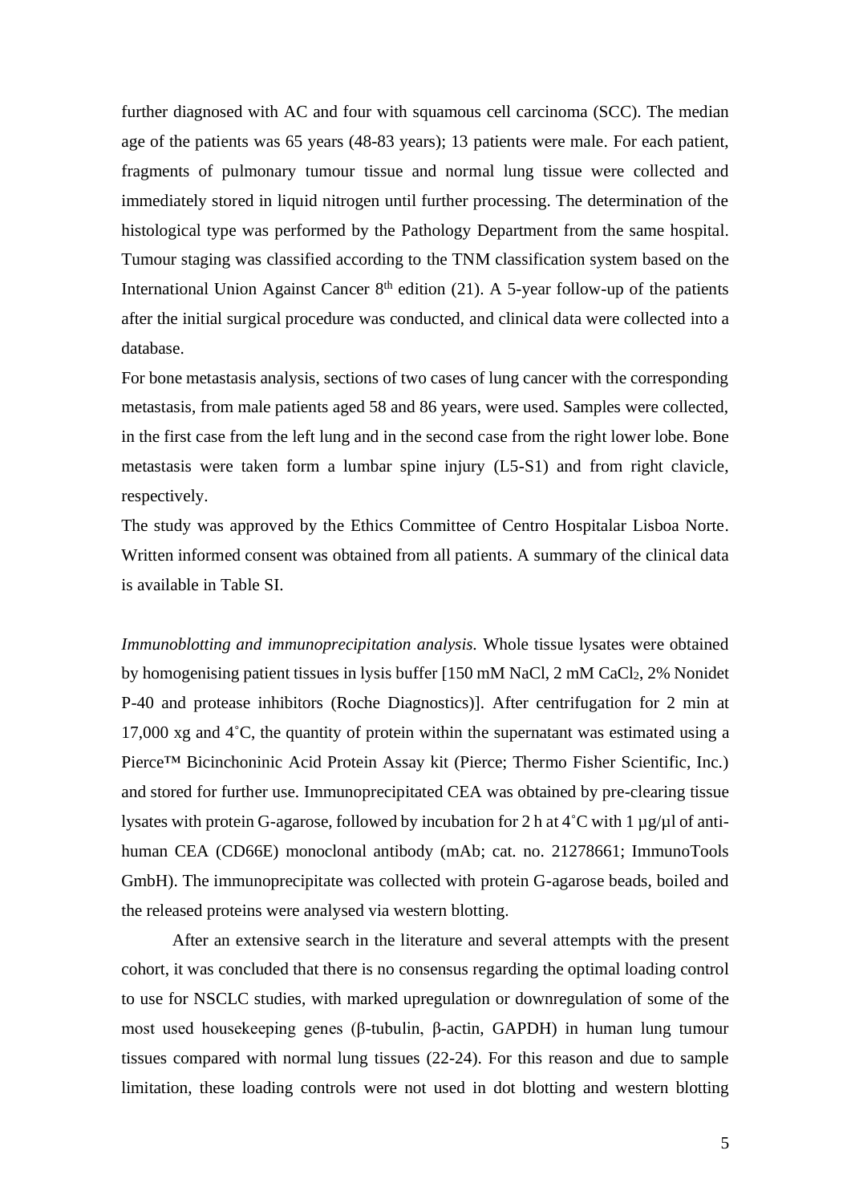further diagnosed with AC and four with squamous cell carcinoma (SCC). The median age of the patients was 65 years (48-83 years); 13 patients were male. For each patient, fragments of pulmonary tumour tissue and normal lung tissue were collected and immediately stored in liquid nitrogen until further processing. The determination of the histological type was performed by the Pathology Department from the same hospital. Tumour staging was classified according to the TNM classification system based on the International Union Against Cancer 8th edition (21). A 5-year follow-up of the patients after the initial surgical procedure was conducted, and clinical data were collected into a database.

For bone metastasis analysis, sections of two cases of lung cancer with the corresponding metastasis, from male patients aged 58 and 86 years, were used. Samples were collected, in the first case from the left lung and in the second case from the right lower lobe. Bone metastasis were taken form a lumbar spine injury (L5-S1) and from right clavicle, respectively.

The study was approved by the Ethics Committee of Centro Hospitalar Lisboa Norte. Written informed consent was obtained from all patients. A summary of the clinical data is available in Table SI.

*Immunoblotting and immunoprecipitation analysis.* Whole tissue lysates were obtained by homogenising patient tissues in lysis buffer [150 mM NaCl, 2 mM $CaCl_2$, 2% Nonidet P-40 and protease inhibitors (Roche Diagnostics)]. After centrifugation for 2 min at 17,000 xg and 4˚C, the quantity of protein within the supernatant was estimated using a Pierce™ Bicinchoninic Acid Protein Assay kit (Pierce; Thermo Fisher Scientific, Inc.) and stored for further use. Immunoprecipitated CEA was obtained by pre-clearing tissue lysates with protein G-agarose, followed by incubation for 2 h at 4˚C with 1 µg/µl of anti-human CEA (CD66E) monoclonal antibody (mAb; cat. no. 21278661; ImmunoTools GmbH). The immunoprecipitate was collected with protein G-agarose beads, boiled and the released proteins were analysed via western blotting.

After an extensive search in the literature and several attempts with the present cohort, it was concluded that there is no consensus regarding the optimal loading control to use for NSCLC studies, with marked upregulation or downregulation of some of the most used housekeeping genes (β-tubulin, β-actin, GAPDH) in human lung tumour tissues compared with normal lung tissues (22-24). For this reason and due to sample limitation, these loading controls were not used in dot blotting and western blotting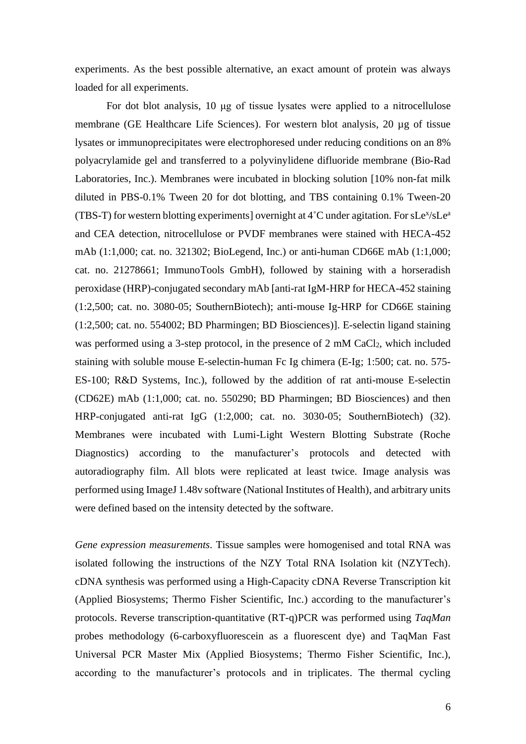experiments. As the best possible alternative, an exact amount of protein was always loaded for all experiments.

For dot blot analysis, 10 µg of tissue lysates were applied to a nitrocellulose membrane (GE Healthcare Life Sciences). For western blot analysis, 20 µg of tissue lysates or immunoprecipitates were electrophoresed under reducing conditions on an 8% polyacrylamide gel and transferred to a polyvinylidene difluoride membrane (Bio-Rad Laboratories, Inc.). Membranes were incubated in blocking solution [10% non-fat milk diluted in PBS-0.1% Tween 20 for dot blotting, and TBS containing 0.1% Tween-20 (TBS-T) for western blotting experiments] overnight at 4˚C under agitation. For $sLe^x$/$sLe^a$ and CEA detection, nitrocellulose or PVDF membranes were stained with HECA-452 mAb (1:1,000; cat. no. 321302; BioLegend, Inc.) or anti-human CD66E mAb (1:1,000; cat. no. 21278661; ImmunoTools GmbH), followed by staining with a horseradish peroxidase (HRP)-conjugated secondary mAb [anti-rat IgM-HRP for HECA-452 staining (1:2,500; cat. no. 3080-05; SouthernBiotech); anti-mouse Ig-HRP for CD66E staining (1:2,500; cat. no. 554002; BD Pharmingen; BD Biosciences)]. E-selectin ligand staining was performed using a 3-step protocol, in the presence of 2 mM $CaCl_2$, which included staining with soluble mouse E-selectin-human Fc Ig chimera (E-Ig; 1:500; cat. no. 575-ES-100; R&D Systems, Inc.), followed by the addition of rat anti-mouse E-selectin (CD62E) mAb (1:1,000; cat. no. 550290; BD Pharmingen; BD Biosciences) and then HRP-conjugated anti-rat IgG (1:2,000; cat. no. 3030-05; SouthernBiotech) (32). Membranes were incubated with Lumi-Light Western Blotting Substrate (Roche Diagnostics) according to the manufacturer's protocols and detected with autoradiography film. All blots were replicated at least twice. Image analysis was performed using ImageJ 1.48v software (National Institutes of Health), and arbitrary units were defined based on the intensity detected by the software.

*Gene expression measurements*. Tissue samples were homogenised and total RNA was isolated following the instructions of the NZY Total RNA Isolation kit (NZYTech). cDNA synthesis was performed using a High-Capacity cDNA Reverse Transcription kit (Applied Biosystems; Thermo Fisher Scientific, Inc.) according to the manufacturer's protocols. Reverse transcription-quantitative (RT-q)PCR was performed using *TaqMan* probes methodology (6-carboxyfluorescein as a fluorescent dye) and TaqMan Fast Universal PCR Master Mix (Applied Biosystems; Thermo Fisher Scientific, Inc.), according to the manufacturer's protocols and in triplicates. The thermal cycling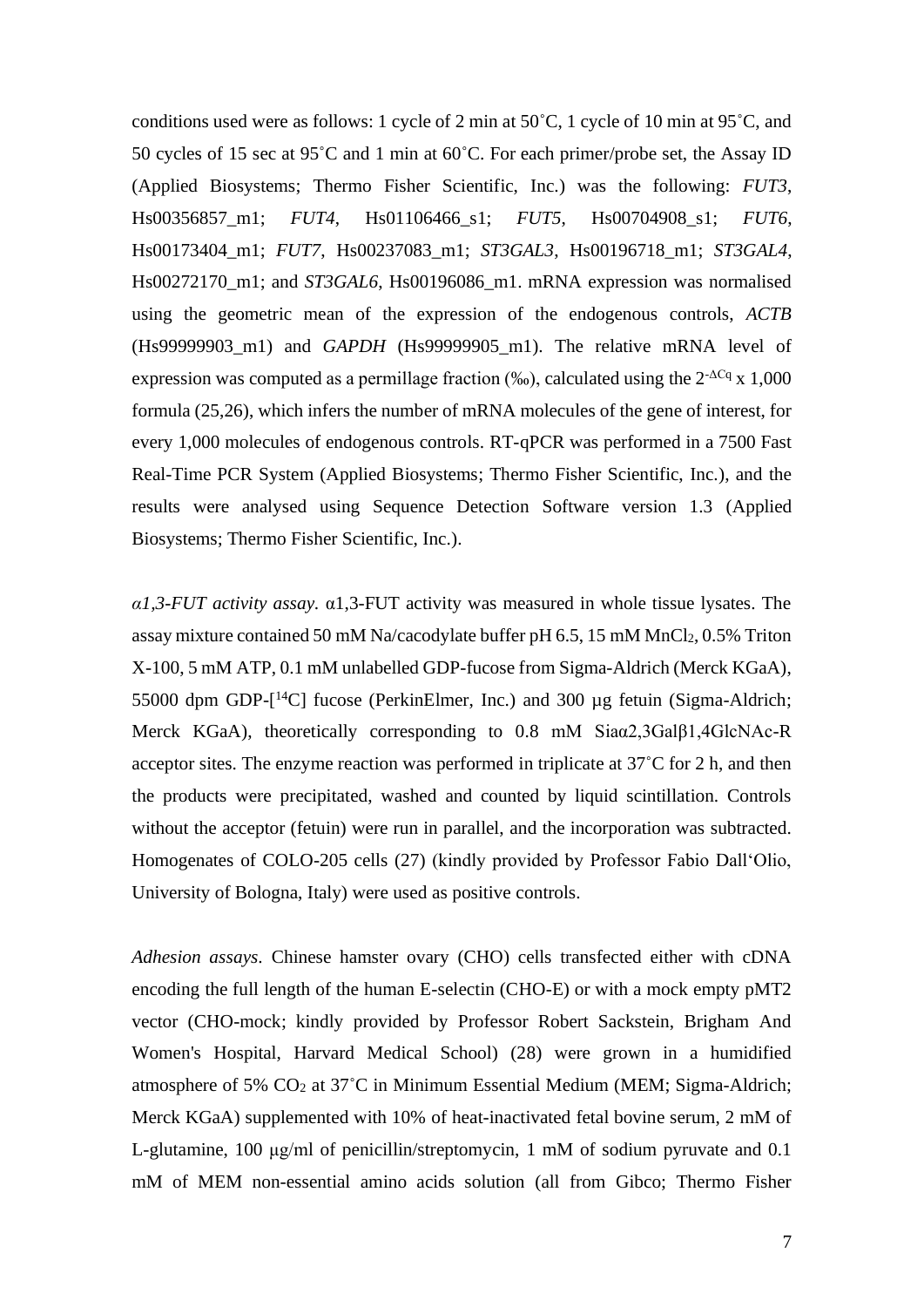conditions used were as follows: 1 cycle of 2 min at 50˚C, 1 cycle of 10 min at 95˚C, and 50 cycles of 15 sec at 95˚C and 1 min at 60˚C. For each primer/probe set, the Assay ID (Applied Biosystems; Thermo Fisher Scientific, Inc.) was the following: *FUT3*, Hs00356857_m1; *FUT4*, Hs01106466_s1; *FUT5*, Hs00704908_s1; *FUT6*, Hs00173404_m1; *FUT7*, Hs00237083_m1; *ST3GAL3*, Hs00196718_m1; *ST3GAL4*, Hs00272170_m1; and *ST3GAL6*, Hs00196086_m1. mRNA expression was normalised using the geometric mean of the expression of the endogenous controls, *ACTB* (Hs99999903_m1) and *GAPDH* (Hs99999905_m1). The relative mRNA level of expression was computed as a permillage fraction (‰), calculated using the $2^{-\Delta Cq}$ x 1,000 formula (25,26), which infers the number of mRNA molecules of the gene of interest, for every 1,000 molecules of endogenous controls. RT-qPCR was performed in a 7500 Fast Real-Time PCR System (Applied Biosystems; Thermo Fisher Scientific, Inc.), and the results were analysed using Sequence Detection Software version 1.3 (Applied Biosystems; Thermo Fisher Scientific, Inc.).

*α1,3-FUT activity assay*. α1,3-FUT activity was measured in whole tissue lysates. The assay mixture contained 50 mM Na/cacodylate buffer pH 6.5, 15 mM $MnCl_2$, 0.5% Triton X-100, 5 mM ATP, 0.1 mM unlabelled GDP-fucose from Sigma-Aldrich (Merck KGaA), 55000 dpm GDP-[$^{14}$C] fucose (PerkinElmer, Inc.) and 300 µg fetuin (Sigma-Aldrich; Merck KGaA), theoretically corresponding to 0.8 mM Siaα2,3Galβ1,4GlcNAc-R acceptor sites. The enzyme reaction was performed in triplicate at 37˚C for 2 h, and then the products were precipitated, washed and counted by liquid scintillation. Controls without the acceptor (fetuin) were run in parallel, and the incorporation was subtracted. Homogenates of COLO-205 cells (27) (kindly provided by Professor Fabio Dall'Olio, University of Bologna, Italy) were used as positive controls.

*Adhesion assays*. Chinese hamster ovary (CHO) cells transfected either with cDNA encoding the full length of the human E-selectin (CHO-E) or with a mock empty pMT2 vector (CHO-mock; kindly provided by Professor Robert Sackstein, Brigham And Women's Hospital, Harvard Medical School) (28) were grown in a humidified atmosphere of 5% $CO_2$ at 37˚C in Minimum Essential Medium (MEM; Sigma-Aldrich; Merck KGaA) supplemented with 10% of heat-inactivated fetal bovine serum, 2 mM of L-glutamine, 100 µg/ml of penicillin/streptomycin, 1 mM of sodium pyruvate and 0.1 mM of MEM non-essential amino acids solution (all from Gibco; Thermo Fisher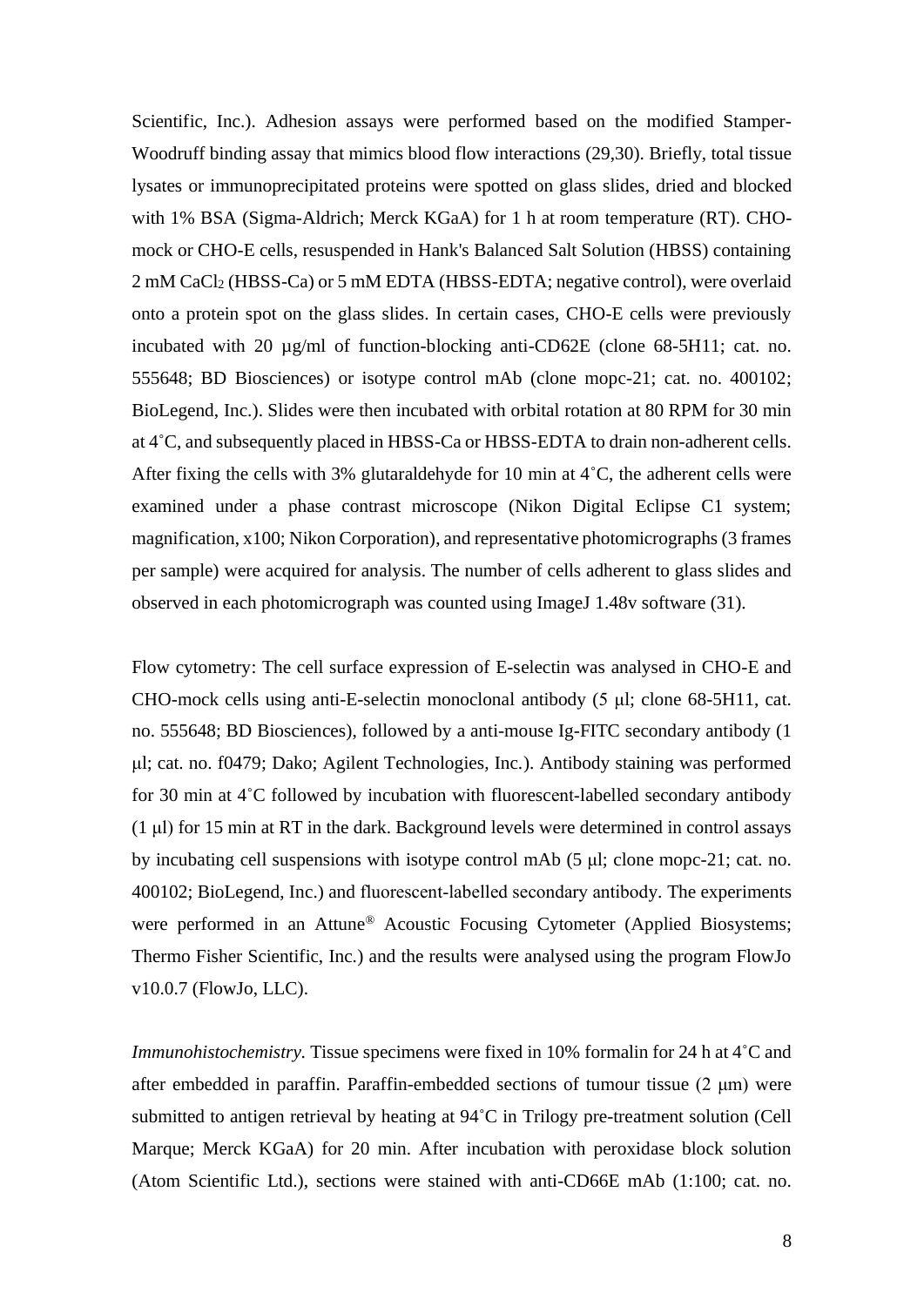Scientific, Inc.). Adhesion assays were performed based on the modified Stamper-Woodruff binding assay that mimics blood flow interactions (29,30). Briefly, total tissue lysates or immunoprecipitated proteins were spotted on glass slides, dried and blocked with 1% BSA (Sigma-Aldrich; Merck KGaA) for 1 h at room temperature (RT). CHO-mock or CHO-E cells, resuspended in Hank's Balanced Salt Solution (HBSS) containing 2 mM $CaCl_2$ (HBSS-Ca) or 5 mM EDTA (HBSS-EDTA; negative control), were overlaid onto a protein spot on the glass slides. In certain cases, CHO-E cells were previously incubated with 20 µg/ml of function-blocking anti-CD62E (clone 68-5H11; cat. no. 555648; BD Biosciences) or isotype control mAb (clone mopc-21; cat. no. 400102; BioLegend, Inc.). Slides were then incubated with orbital rotation at 80 RPM for 30 min at 4˚C, and subsequently placed in HBSS-Ca or HBSS-EDTA to drain non-adherent cells. After fixing the cells with 3% glutaraldehyde for 10 min at 4˚C, the adherent cells were examined under a phase contrast microscope (Nikon Digital Eclipse C1 system; magnification, x100; Nikon Corporation), and representative photomicrographs (3 frames per sample) were acquired for analysis. The number of cells adherent to glass slides and observed in each photomicrograph was counted using ImageJ 1.48v software (31).

Flow cytometry: The cell surface expression of E-selectin was analysed in CHO-E and CHO-mock cells using anti-E-selectin monoclonal antibody (5 μl; clone 68-5H11, cat. no. 555648; BD Biosciences), followed by a anti-mouse Ig-FITC secondary antibody (1 μl; cat. no. f0479; Dako; Agilent Technologies, Inc.). Antibody staining was performed for 30 min at 4˚C followed by incubation with fluorescent-labelled secondary antibody (1 μl) for 15 min at RT in the dark. Background levels were determined in control assays by incubating cell suspensions with isotype control mAb (5 μl; clone mopc-21; cat. no. 400102; BioLegend, Inc.) and fluorescent-labelled secondary antibody. The experiments were performed in an Attune® Acoustic Focusing Cytometer (Applied Biosystems; Thermo Fisher Scientific, Inc.) and the results were analysed using the program FlowJo v10.0.7 (FlowJo, LLC).

*Immunohistochemistry.* Tissue specimens were fixed in 10% formalin for 24 h at 4˚C and after embedded in paraffin. Paraffin-embedded sections of tumour tissue (2 μm) were submitted to antigen retrieval by heating at 94˚C in Trilogy pre-treatment solution (Cell Marque; Merck KGaA) for 20 min. After incubation with peroxidase block solution (Atom Scientific Ltd.), sections were stained with anti-CD66E mAb (1:100; cat. no.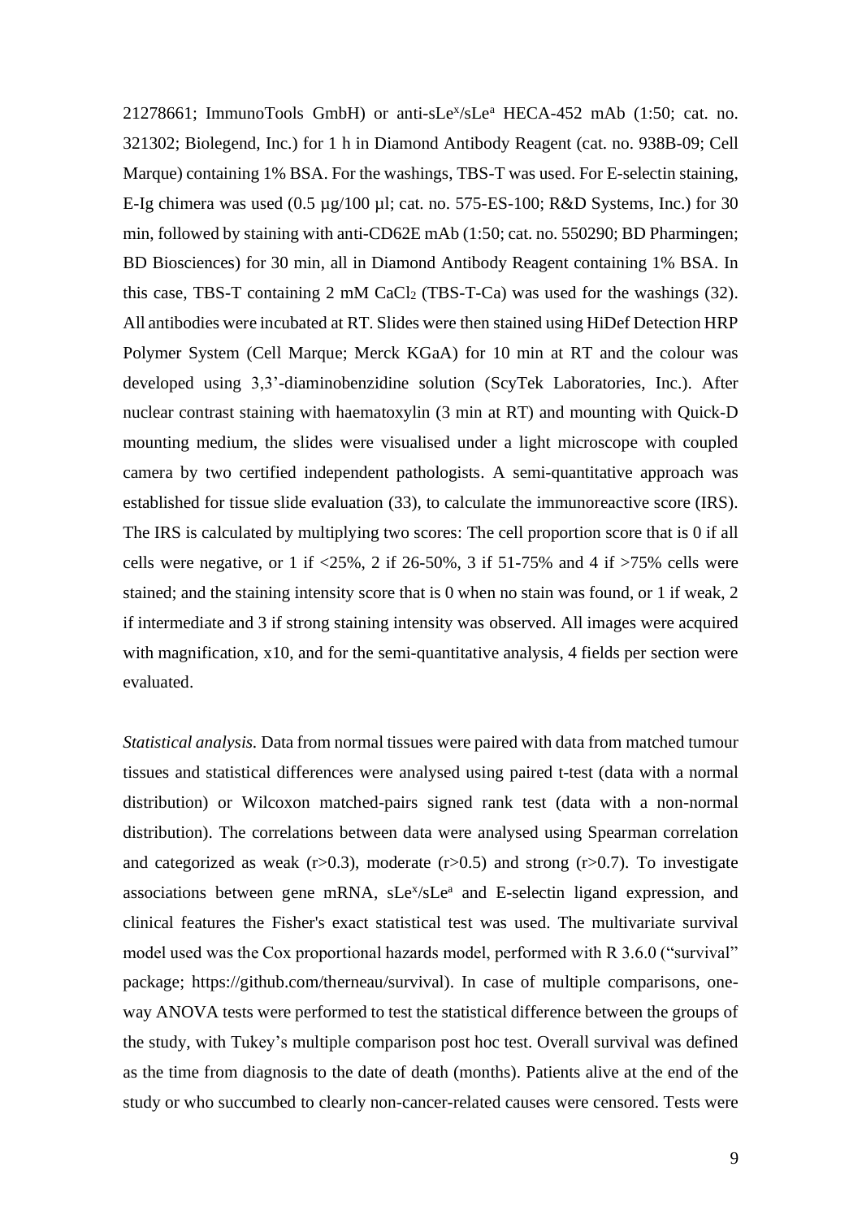21278661; ImmunoTools GmbH) or anti-sLe$^x$/sLe$^a$ HECA-452 mAb (1:50; cat. no. 321302; Biolegend, Inc.) for 1 h in Diamond Antibody Reagent (cat. no. 938B-09; Cell Marque) containing 1% BSA. For the washings, TBS-T was used. For E-selectin staining, E-Ig chimera was used (0.5 µg/100 µl; cat. no. 575-ES-100; R&D Systems, Inc.) for 30 min, followed by staining with anti-CD62E mAb (1:50; cat. no. 550290; BD Pharmingen; BD Biosciences) for 30 min, all in Diamond Antibody Reagent containing 1% BSA. In this case, TBS-T containing 2 mM $CaCl_2$ (TBS-T-Ca) was used for the washings (32). All antibodies were incubated at RT. Slides were then stained using HiDef Detection HRP Polymer System (Cell Marque; Merck KGaA) for 10 min at RT and the colour was developed using 3,3'-diaminobenzidine solution (ScyTek Laboratories, Inc.). After nuclear contrast staining with haematoxylin (3 min at RT) and mounting with Quick-D mounting medium, the slides were visualised under a light microscope with coupled camera by two certified independent pathologists. A semi-quantitative approach was established for tissue slide evaluation (33), to calculate the immunoreactive score (IRS). The IRS is calculated by multiplying two scores: The cell proportion score that is 0 if all cells were negative, or 1 if <25%, 2 if 26-50%, 3 if 51-75% and 4 if >75% cells were stained; and the staining intensity score that is 0 when no stain was found, or 1 if weak, 2 if intermediate and 3 if strong staining intensity was observed. All images were acquired with magnification, x10, and for the semi-quantitative analysis, 4 fields per section were evaluated.

*Statistical analysis.* Data from normal tissues were paired with data from matched tumour tissues and statistical differences were analysed using paired t-test (data with a normal distribution) or Wilcoxon matched-pairs signed rank test (data with a non-normal distribution). The correlations between data were analysed using Spearman correlation and categorized as weak ($r>0.3$), moderate ($r>0.5$) and strong ($r>0.7$). To investigate associations between gene mRNA, sLe$^x$/sLe$^a$ and E-selectin ligand expression, and clinical features the Fisher's exact statistical test was used. The multivariate survival model used was the Cox proportional hazards model, performed with R 3.6.0 ("survival" package; https://github.com/therneau/survival). In case of multiple comparisons, one-way ANOVA tests were performed to test the statistical difference between the groups of the study, with Tukey's multiple comparison post hoc test. Overall survival was defined as the time from diagnosis to the date of death (months). Patients alive at the end of the study or who succumbed to clearly non-cancer-related causes were censored. Tests were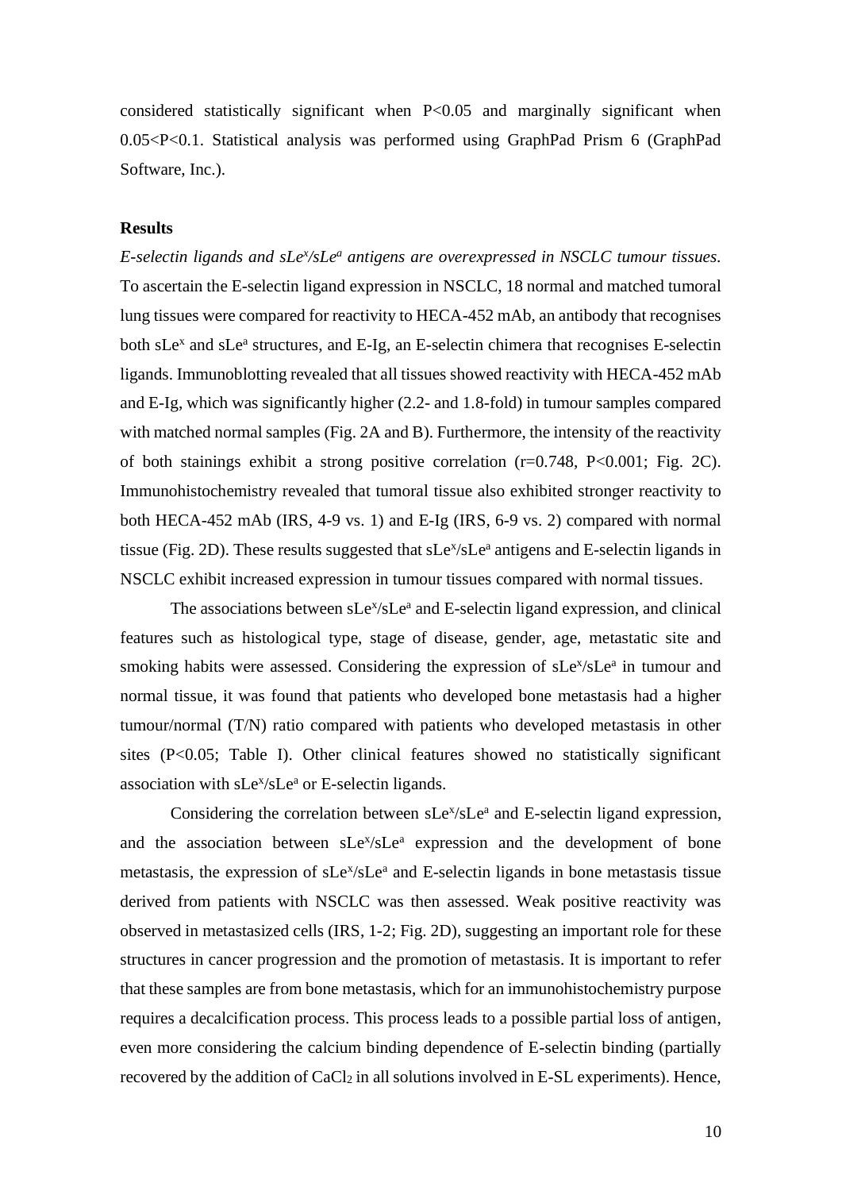considered statistically significant when $P<0.05$ and marginally significant when $0.05<P<0.1$. Statistical analysis was performed using GraphPad Prism 6 (GraphPad Software, Inc.).

## Results

*E-selectin ligands and $sLe^x/sLe^a$ antigens are overexpressed in NSCLC tumour tissues.* To ascertain the E-selectin ligand expression in NSCLC, 18 normal and matched tumoral lung tissues were compared for reactivity to HECA-452 mAb, an antibody that recognises both $sLe^x$ and $sLe^a$ structures, and E-Ig, an E-selectin chimera that recognises E-selectin ligands. Immunoblotting revealed that all tissues showed reactivity with HECA-452 mAb and E-Ig, which was significantly higher (2.2- and 1.8-fold) in tumour samples compared with matched normal samples (Fig. 2A and B). Furthermore, the intensity of the reactivity of both stainings exhibit a strong positive correlation ($r=0.748$, $P<0.001$; Fig. 2C). Immunohistochemistry revealed that tumoral tissue also exhibited stronger reactivity to both HECA-452 mAb (IRS, 4-9 vs. 1) and E-Ig (IRS, 6-9 vs. 2) compared with normal tissue (Fig. 2D). These results suggested that $sLe^x/sLe^a$ antigens and E-selectin ligands in NSCLC exhibit increased expression in tumour tissues compared with normal tissues.

The associations between $sLe^x/sLe^a$ and E-selectin ligand expression, and clinical features such as histological type, stage of disease, gender, age, metastatic site and smoking habits were assessed. Considering the expression of $sLe^x/sLe^a$ in tumour and normal tissue, it was found that patients who developed bone metastasis had a higher tumour/normal (T/N) ratio compared with patients who developed metastasis in other sites ($P<0.05$; Table I). Other clinical features showed no statistically significant association with $sLe^x/sLe^a$ or E-selectin ligands.

Considering the correlation between $sLe^x/sLe^a$ and E-selectin ligand expression, and the association between $sLe^x/sLe^a$ expression and the development of bone metastasis, the expression of $sLe^x/sLe^a$ and E-selectin ligands in bone metastasis tissue derived from patients with NSCLC was then assessed. Weak positive reactivity was observed in metastasized cells (IRS, 1-2; Fig. 2D), suggesting an important role for these structures in cancer progression and the promotion of metastasis. It is important to refer that these samples are from bone metastasis, which for an immunohistochemistry purpose requires a decalcification process. This process leads to a possible partial loss of antigen, even more considering the calcium binding dependence of E-selectin binding (partially recovered by the addition of $CaCl_2$ in all solutions involved in E-SL experiments). Hence,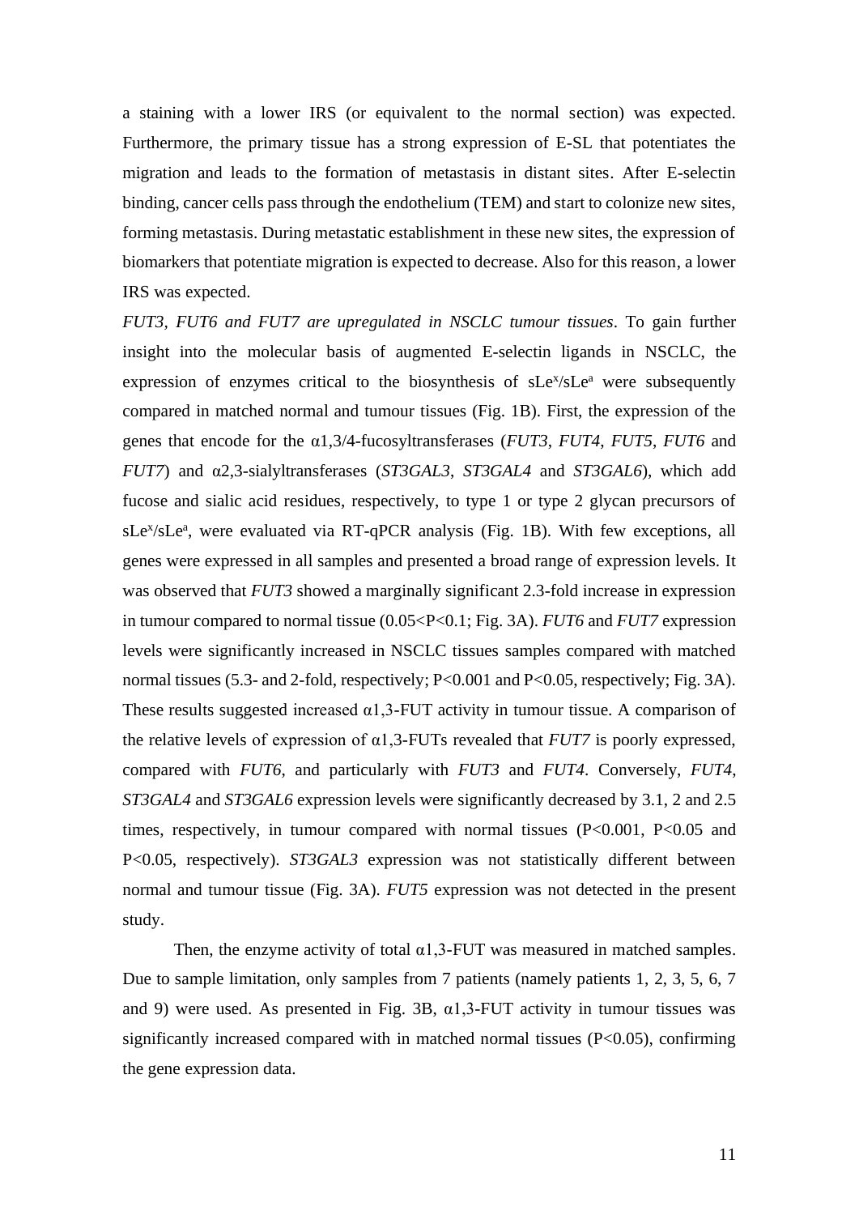a staining with a lower IRS (or equivalent to the normal section) was expected. Furthermore, the primary tissue has a strong expression of E-SL that potentiates the migration and leads to the formation of metastasis in distant sites. After E-selectin binding, cancer cells pass through the endothelium (TEM) and start to colonize new sites, forming metastasis. During metastatic establishment in these new sites, the expression of biomarkers that potentiate migration is expected to decrease. Also for this reason, a lower IRS was expected.

*FUT3, FUT6 and FUT7 are upregulated in NSCLC tumour tissues*. To gain further insight into the molecular basis of augmented E-selectin ligands in NSCLC, the expression of enzymes critical to the biosynthesis of $sLe^x/sLe^a$ were subsequently compared in matched normal and tumour tissues (Fig. 1B). First, the expression of the genes that encode for the α1,3/4-fucosyltransferases (*FUT3*, *FUT4*, *FUT5*, *FUT6* and *FUT7*) and α2,3-sialyltransferases (*ST3GAL3*, *ST3GAL4* and *ST3GAL6*), which add fucose and sialic acid residues, respectively, to type 1 or type 2 glycan precursors of $sLe^x/sLe^a$, were evaluated via RT-qPCR analysis (Fig. 1B). With few exceptions, all genes were expressed in all samples and presented a broad range of expression levels. It was observed that *FUT3* showed a marginally significant 2.3-fold increase in expression in tumour compared to normal tissue ($0.05<P<0.1$; Fig. 3A). *FUT6* and *FUT7* expression levels were significantly increased in NSCLC tissues samples compared with matched normal tissues (5.3- and 2-fold, respectively; $P<0.001$ and $P<0.05$, respectively; Fig. 3A). These results suggested increased α1,3-FUT activity in tumour tissue. A comparison of the relative levels of expression of α1,3-FUTs revealed that *FUT7* is poorly expressed, compared with *FUT6*, and particularly with *FUT3* and *FUT4*. Conversely, *FUT4*, *ST3GAL4* and *ST3GAL6* expression levels were significantly decreased by 3.1, 2 and 2.5 times, respectively, in tumour compared with normal tissues ($P<0.001$, $P<0.05$ and $P<0.05$, respectively). *ST3GAL3* expression was not statistically different between normal and tumour tissue (Fig. 3A). *FUT5* expression was not detected in the present study.

Then, the enzyme activity of total α1,3-FUT was measured in matched samples. Due to sample limitation, only samples from 7 patients (namely patients 1, 2, 3, 5, 6, 7 and 9) were used. As presented in Fig. 3B, α1,3-FUT activity in tumour tissues was significantly increased compared with in matched normal tissues ($P<0.05$), confirming the gene expression data.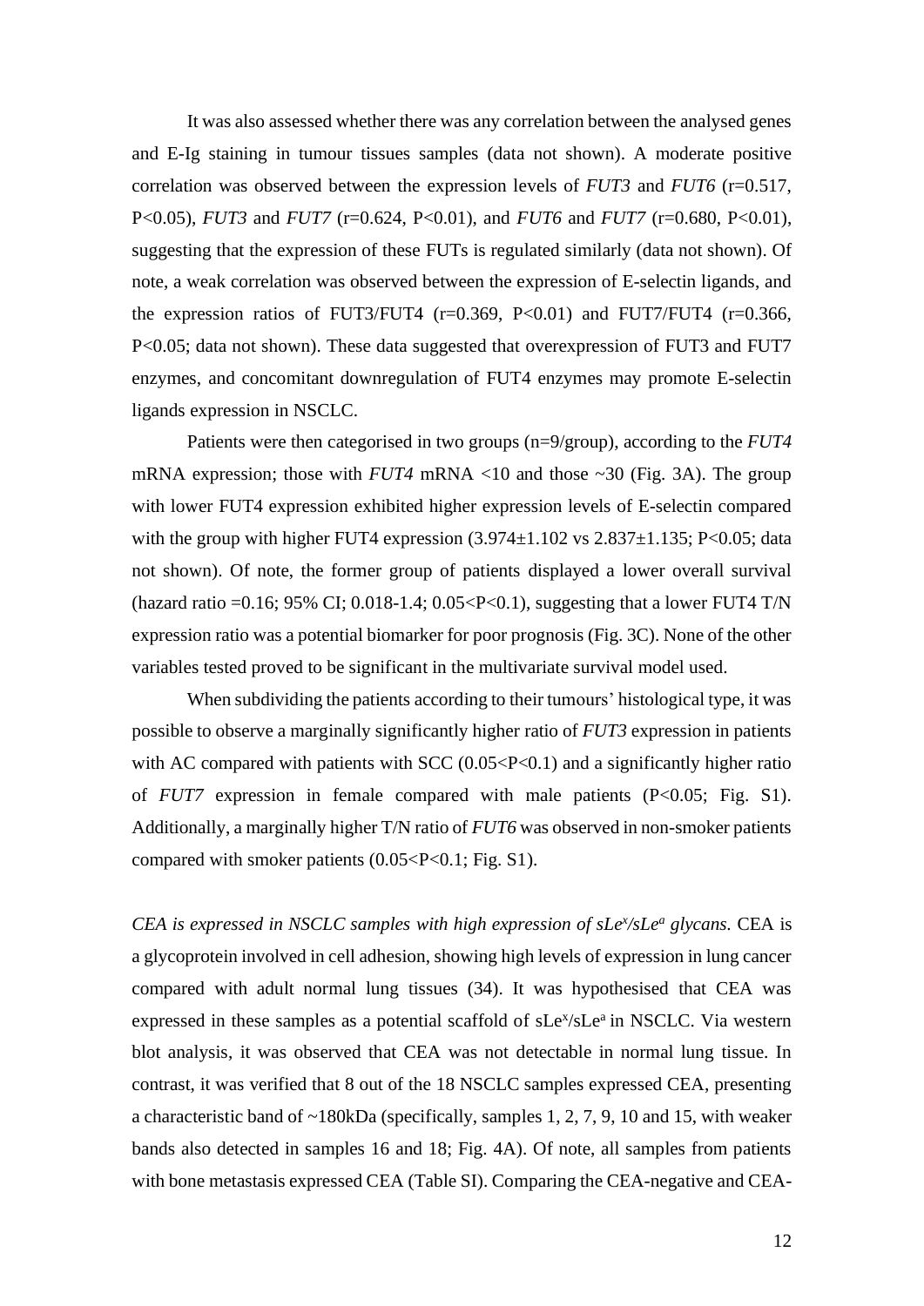It was also assessed whether there was any correlation between the analysed genes and E-Ig staining in tumour tissues samples (data not shown). A moderate positive correlation was observed between the expression levels of *FUT3* and *FUT6* ($r=0.517$, $P<0.05$), *FUT3* and *FUT7* ($r=0.624$, $P<0.01$), and *FUT6* and *FUT7* ($r=0.680$, $P<0.01$), suggesting that the expression of these FUTs is regulated similarly (data not shown). Of note, a weak correlation was observed between the expression of E-selectin ligands, and the expression ratios of FUT3/FUT4 ($r=0.369$, $P<0.01$) and FUT7/FUT4 ($r=0.366$, $P<0.05$; data not shown). These data suggested that overexpression of FUT3 and FUT7 enzymes, and concomitant downregulation of FUT4 enzymes may promote E-selectin ligands expression in NSCLC.

Patients were then categorised in two groups (n=9/group), according to the *FUT4* mRNA expression; those with *FUT4* mRNA <10 and those ~30 (Fig. 3A). The group with lower FUT4 expression exhibited higher expression levels of E-selectin compared with the group with higher FUT4 expression ($3.974\pm1.102$ vs $2.837\pm1.135$; $P<0.05$; data not shown). Of note, the former group of patients displayed a lower overall survival (hazard ratio =0.16; 95% CI; 0.018-1.4; $0.05<P<0.1$), suggesting that a lower FUT4 T/N expression ratio was a potential biomarker for poor prognosis (Fig. 3C). None of the other variables tested proved to be significant in the multivariate survival model used.

When subdividing the patients according to their tumours' histological type, it was possible to observe a marginally significantly higher ratio of *FUT3* expression in patients with AC compared with patients with SCC ($0.05<P<0.1$) and a significantly higher ratio of *FUT7* expression in female compared with male patients ($P<0.05$; Fig. S1). Additionally, a marginally higher T/N ratio of *FUT6* was observed in non-smoker patients compared with smoker patients ($0.05<P<0.1$; Fig. S1).

*CEA is expressed in NSCLC samples with high expression of sLe$^x$/sLe$^a$ glycans.* CEA is a glycoprotein involved in cell adhesion, showing high levels of expression in lung cancer compared with adult normal lung tissues (34). It was hypothesised that CEA was expressed in these samples as a potential scaffold of sLe$^x$/sLe$^a$ in NSCLC. Via western blot analysis, it was observed that CEA was not detectable in normal lung tissue. In contrast, it was verified that 8 out of the 18 NSCLC samples expressed CEA, presenting a characteristic band of ~180kDa (specifically, samples 1, 2, 7, 9, 10 and 15, with weaker bands also detected in samples 16 and 18; Fig. 4A). Of note, all samples from patients with bone metastasis expressed CEA (Table SI). Comparing the CEA-negative and CEA-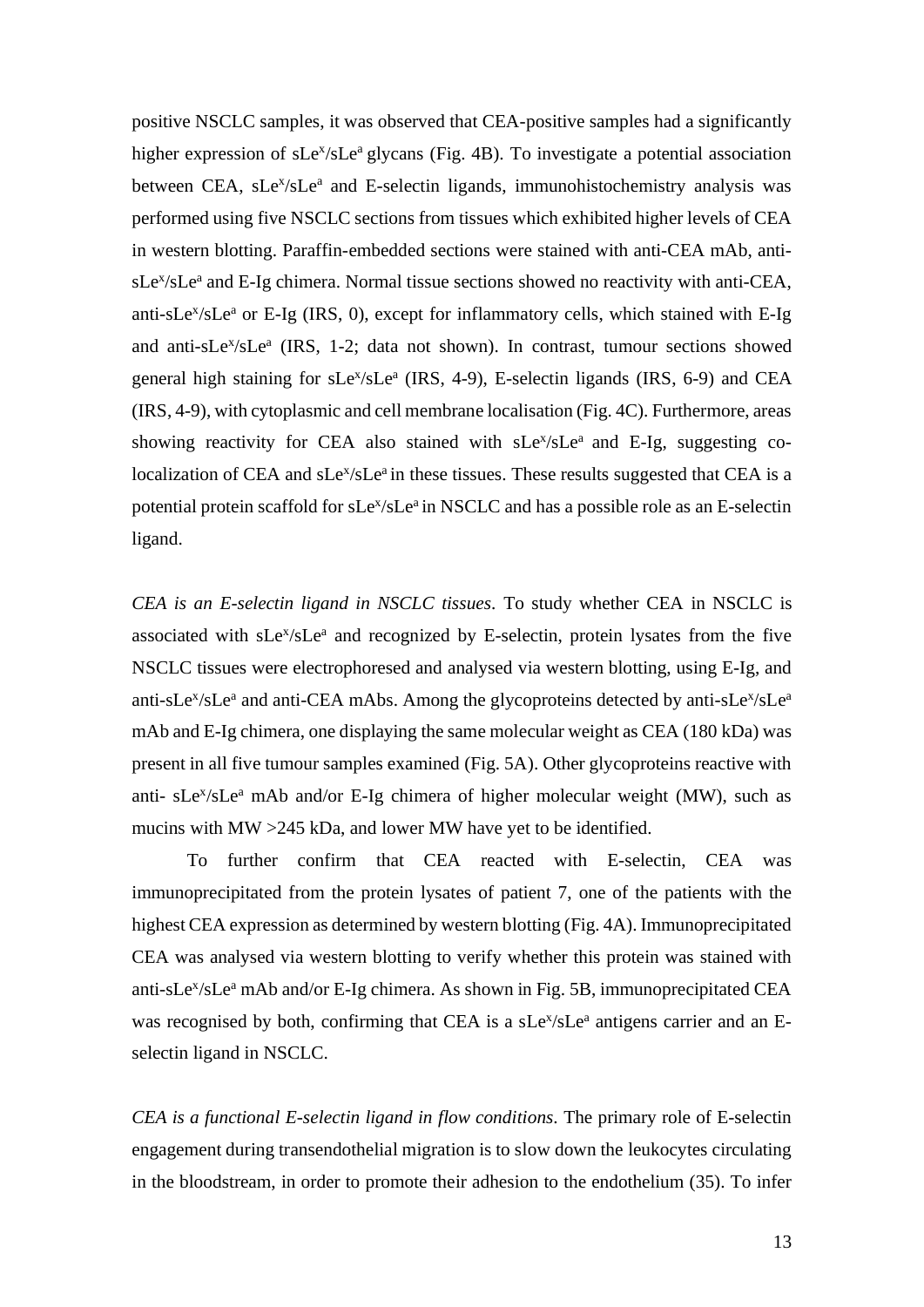positive NSCLC samples, it was observed that CEA-positive samples had a significantly higher expression of sLe$^x$/sLe$^a$ glycans (Fig. 4B). To investigate a potential association between CEA, sLe$^x$/sLe$^a$ and E-selectin ligands, immunohistochemistry analysis was performed using five NSCLC sections from tissues which exhibited higher levels of CEA in western blotting. Paraffin-embedded sections were stained with anti-CEA mAb, anti-sLe$^x$/sLe$^a$ and E-Ig chimera. Normal tissue sections showed no reactivity with anti-CEA, anti-sLe$^x$/sLe$^a$ or E-Ig (IRS, 0), except for inflammatory cells, which stained with E-Ig and anti-sLe$^x$/sLe$^a$ (IRS, 1-2; data not shown). In contrast, tumour sections showed general high staining for sLe$^x$/sLe$^a$ (IRS, 4-9), E-selectin ligands (IRS, 6-9) and CEA (IRS, 4-9), with cytoplasmic and cell membrane localisation (Fig. 4C). Furthermore, areas showing reactivity for CEA also stained with sLe$^x$/sLe$^a$ and E-Ig, suggesting co-localization of CEA and sLe$^x$/sLe$^a$ in these tissues. These results suggested that CEA is a potential protein scaffold for sLe$^x$/sLe$^a$ in NSCLC and has a possible role as an E-selectin ligand.

*CEA is an E-selectin ligand in NSCLC tissues*. To study whether CEA in NSCLC is associated with sLe$^x$/sLe$^a$ and recognized by E-selectin, protein lysates from the five NSCLC tissues were electrophoresed and analysed via western blotting, using E-Ig, and anti-sLe$^x$/sLe$^a$ and anti-CEA mAbs. Among the glycoproteins detected by anti-sLe$^x$/sLe$^a$ mAb and E-Ig chimera, one displaying the same molecular weight as CEA (180 kDa) was present in all five tumour samples examined (Fig. 5A). Other glycoproteins reactive with anti- sLe$^x$/sLe$^a$ mAb and/or E-Ig chimera of higher molecular weight (MW), such as mucins with MW >245 kDa, and lower MW have yet to be identified.

To further confirm that CEA reacted with E-selectin, CEA was immunoprecipitated from the protein lysates of patient 7, one of the patients with the highest CEA expression as determined by western blotting (Fig. 4A). Immunoprecipitated CEA was analysed via western blotting to verify whether this protein was stained with anti-sLe$^x$/sLe$^a$ mAb and/or E-Ig chimera. As shown in Fig. 5B, immunoprecipitated CEA was recognised by both, confirming that CEA is a sLe$^x$/sLe$^a$ antigens carrier and an E-selectin ligand in NSCLC.

*CEA is a functional E-selectin ligand in flow conditions*. The primary role of E-selectin engagement during transendothelial migration is to slow down the leukocytes circulating in the bloodstream, in order to promote their adhesion to the endothelium (35). To infer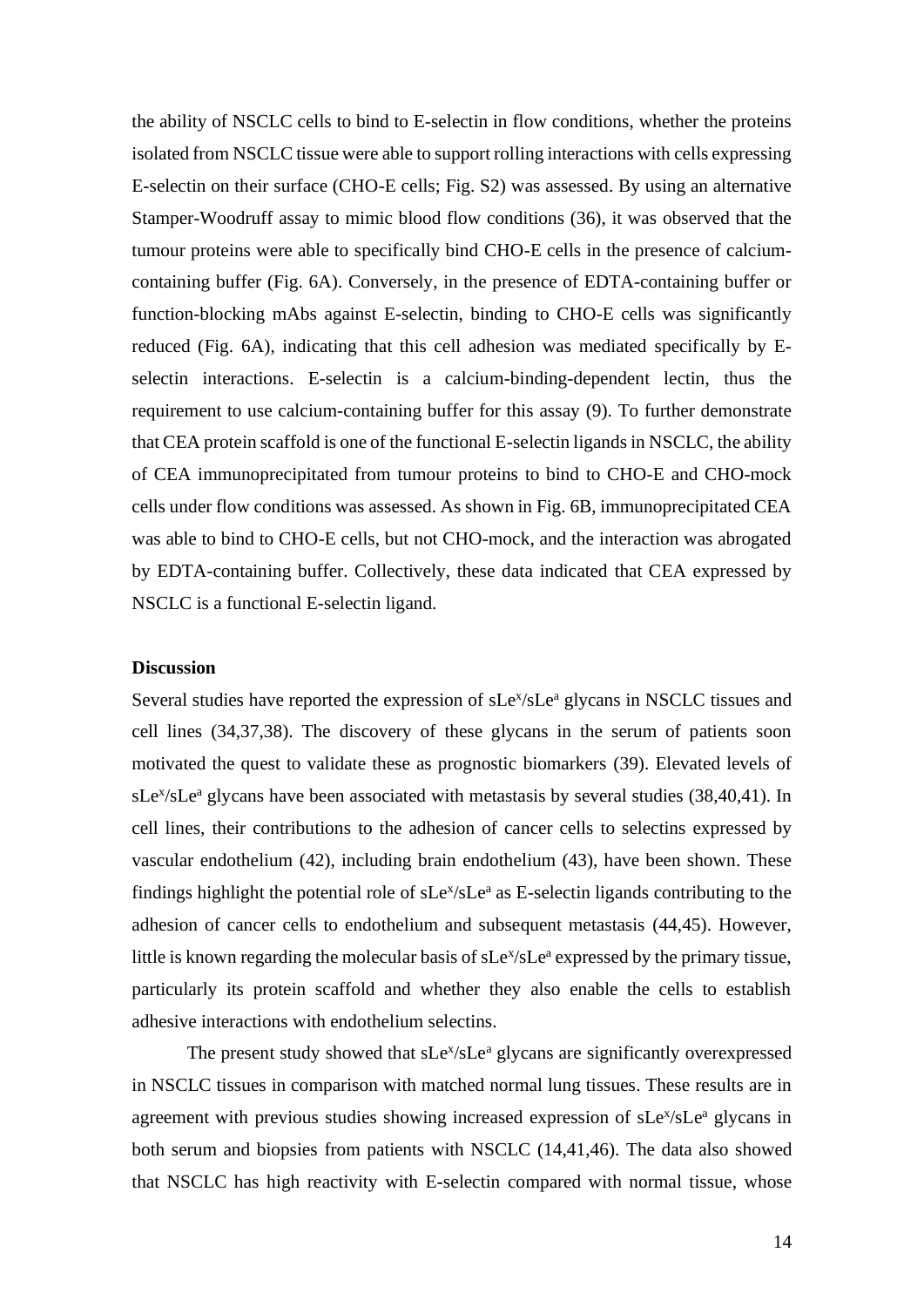the ability of NSCLC cells to bind to E-selectin in flow conditions, whether the proteins isolated from NSCLC tissue were able to support rolling interactions with cells expressing E-selectin on their surface (CHO-E cells; Fig. S2) was assessed. By using an alternative Stamper-Woodruff assay to mimic blood flow conditions (36), it was observed that the tumour proteins were able to specifically bind CHO-E cells in the presence of calcium-containing buffer (Fig. 6A). Conversely, in the presence of EDTA-containing buffer or function-blocking mAbs against E-selectin, binding to CHO-E cells was significantly reduced (Fig. 6A), indicating that this cell adhesion was mediated specifically by E-selectin interactions. E-selectin is a calcium-binding-dependent lectin, thus the requirement to use calcium-containing buffer for this assay (9). To further demonstrate that CEA protein scaffold is one of the functional E-selectin ligands in NSCLC, the ability of CEA immunoprecipitated from tumour proteins to bind to CHO-E and CHO-mock cells under flow conditions was assessed. As shown in Fig. 6B, immunoprecipitated CEA was able to bind to CHO-E cells, but not CHO-mock, and the interaction was abrogated by EDTA-containing buffer. Collectively, these data indicated that CEA expressed by NSCLC is a functional E-selectin ligand.

**Discussion**

Several studies have reported the expression of $sLe^x/sLe^a$ glycans in NSCLC tissues and cell lines (34,37,38). The discovery of these glycans in the serum of patients soon motivated the quest to validate these as prognostic biomarkers (39). Elevated levels of $sLe^x/sLe^a$ glycans have been associated with metastasis by several studies (38,40,41). In cell lines, their contributions to the adhesion of cancer cells to selectins expressed by vascular endothelium (42), including brain endothelium (43), have been shown. These findings highlight the potential role of $sLe^x/sLe^a$ as E-selectin ligands contributing to the adhesion of cancer cells to endothelium and subsequent metastasis (44,45). However, little is known regarding the molecular basis of $sLe^x/sLe^a$ expressed by the primary tissue, particularly its protein scaffold and whether they also enable the cells to establish adhesive interactions with endothelium selectins.

The present study showed that $sLe^x/sLe^a$ glycans are significantly overexpressed in NSCLC tissues in comparison with matched normal lung tissues. These results are in agreement with previous studies showing increased expression of $sLe^x/sLe^a$ glycans in both serum and biopsies from patients with NSCLC (14,41,46). The data also showed that NSCLC has high reactivity with E-selectin compared with normal tissue, whose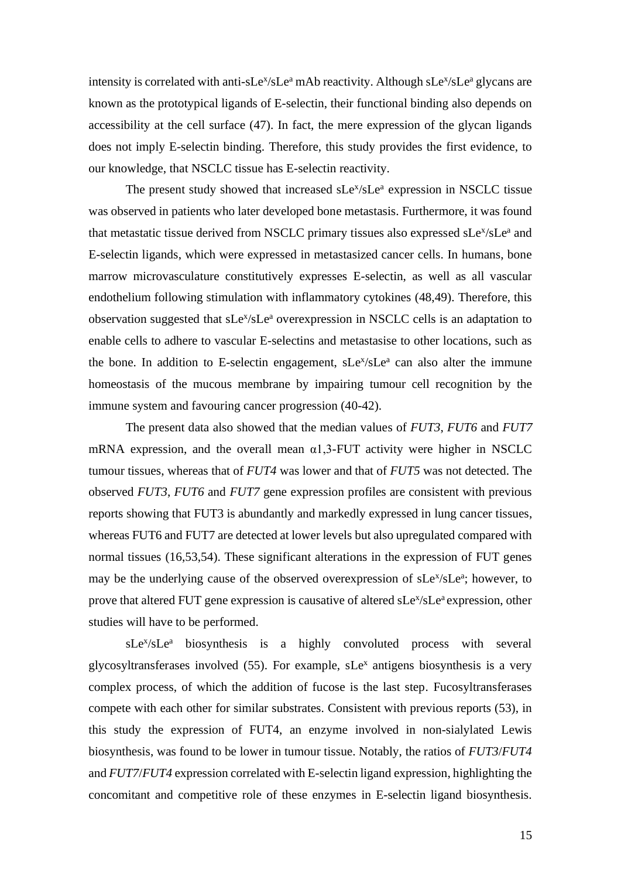intensity is correlated with anti-sLe$^x$/sLe$^a$ mAb reactivity. Although sLe$^x$/sLe$^a$ glycans are known as the prototypical ligands of E-selectin, their functional binding also depends on accessibility at the cell surface (47). In fact, the mere expression of the glycan ligands does not imply E-selectin binding. Therefore, this study provides the first evidence, to our knowledge, that NSCLC tissue has E-selectin reactivity.

The present study showed that increased sLe$^x$/sLe$^a$ expression in NSCLC tissue was observed in patients who later developed bone metastasis. Furthermore, it was found that metastatic tissue derived from NSCLC primary tissues also expressed sLe$^x$/sLe$^a$ and E-selectin ligands, which were expressed in metastasized cancer cells. In humans, bone marrow microvasculature constitutively expresses E-selectin, as well as all vascular endothelium following stimulation with inflammatory cytokines (48,49). Therefore, this observation suggested that sLe$^x$/sLe$^a$ overexpression in NSCLC cells is an adaptation to enable cells to adhere to vascular E-selectins and metastasise to other locations, such as the bone. In addition to E-selectin engagement, sLe$^x$/sLe$^a$ can also alter the immune homeostasis of the mucous membrane by impairing tumour cell recognition by the immune system and favouring cancer progression (40-42).

The present data also showed that the median values of *FUT3*, *FUT6* and *FUT7* mRNA expression, and the overall mean α1,3-FUT activity were higher in NSCLC tumour tissues, whereas that of *FUT4* was lower and that of *FUT5* was not detected. The observed *FUT3*, *FUT6* and *FUT7* gene expression profiles are consistent with previous reports showing that FUT3 is abundantly and markedly expressed in lung cancer tissues, whereas FUT6 and FUT7 are detected at lower levels but also upregulated compared with normal tissues (16,53,54). These significant alterations in the expression of FUT genes may be the underlying cause of the observed overexpression of sLe$^x$/sLe$^a$; however, to prove that altered FUT gene expression is causative of altered sLe$^x$/sLe$^a$ expression, other studies will have to be performed.

sLe$^x$/sLe$^a$ biosynthesis is a highly convoluted process with several glycosyltransferases involved (55). For example, sLe$^x$ antigens biosynthesis is a very complex process, of which the addition of fucose is the last step. Fucosyltransferases compete with each other for similar substrates. Consistent with previous reports (53), in this study the expression of FUT4, an enzyme involved in non-sialylated Lewis biosynthesis, was found to be lower in tumour tissue. Notably, the ratios of *FUT3*/*FUT4* and *FUT7*/*FUT4* expression correlated with E-selectin ligand expression, highlighting the concomitant and competitive role of these enzymes in E-selectin ligand biosynthesis.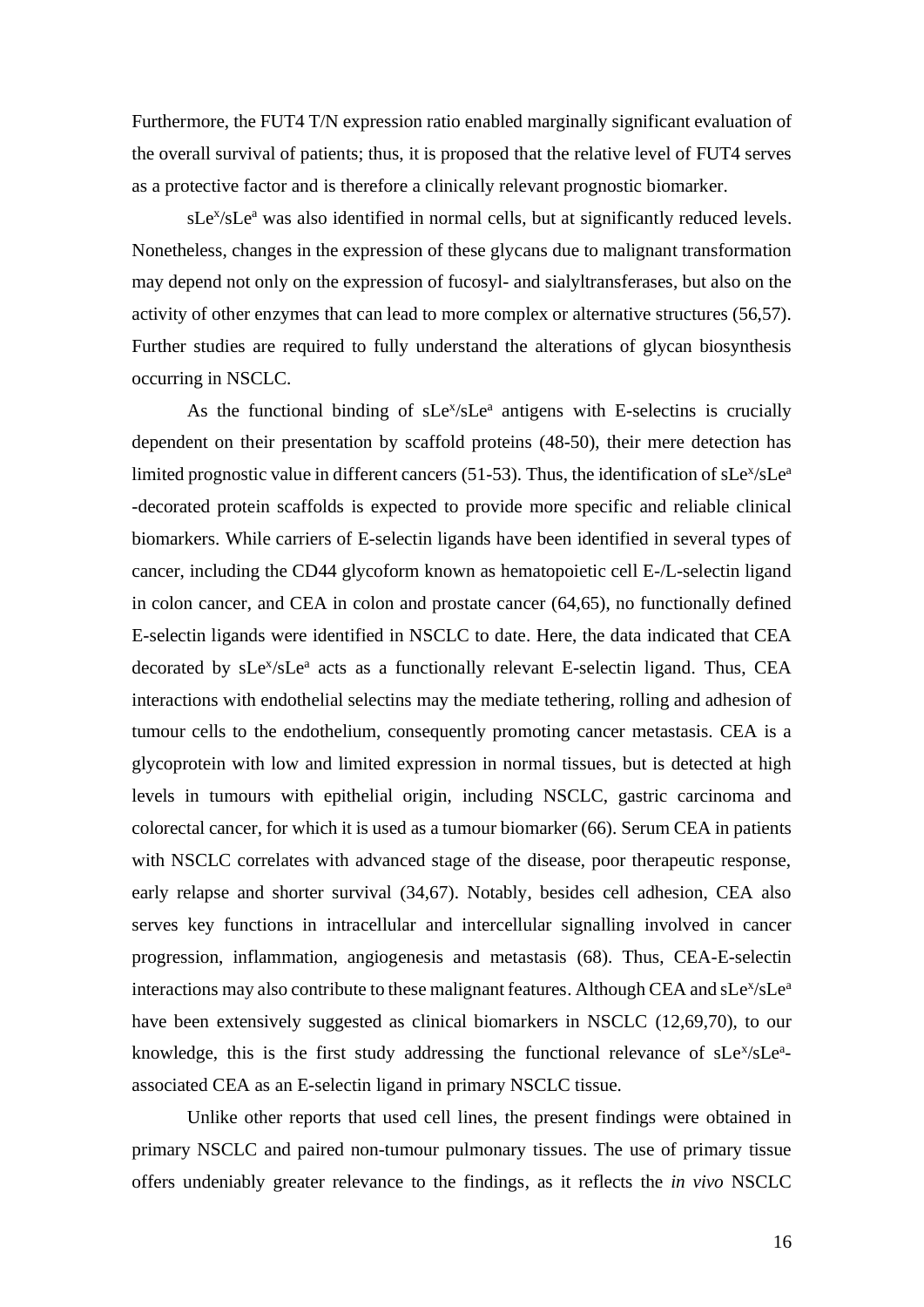Furthermore, the FUT4 T/N expression ratio enabled marginally significant evaluation of the overall survival of patients; thus, it is proposed that the relative level of FUT4 serves as a protective factor and is therefore a clinically relevant prognostic biomarker.

$sLe^x/sLe^a$ was also identified in normal cells, but at significantly reduced levels. Nonetheless, changes in the expression of these glycans due to malignant transformation may depend not only on the expression of fucosyl- and sialyltransferases, but also on the activity of other enzymes that can lead to more complex or alternative structures (56,57). Further studies are required to fully understand the alterations of glycan biosynthesis occurring in NSCLC.

As the functional binding of $sLe^x/sLe^a$ antigens with E-selectins is crucially dependent on their presentation by scaffold proteins (48-50), their mere detection has limited prognostic value in different cancers (51-53). Thus, the identification of $sLe^x/sLe^a$ -decorated protein scaffolds is expected to provide more specific and reliable clinical biomarkers. While carriers of E-selectin ligands have been identified in several types of cancer, including the CD44 glycoform known as hematopoietic cell E-/L-selectin ligand in colon cancer, and CEA in colon and prostate cancer (64,65), no functionally defined E-selectin ligands were identified in NSCLC to date. Here, the data indicated that CEA decorated by $sLe^x/sLe^a$ acts as a functionally relevant E-selectin ligand. Thus, CEA interactions with endothelial selectins may the mediate tethering, rolling and adhesion of tumour cells to the endothelium, consequently promoting cancer metastasis. CEA is a glycoprotein with low and limited expression in normal tissues, but is detected at high levels in tumours with epithelial origin, including NSCLC, gastric carcinoma and colorectal cancer, for which it is used as a tumour biomarker (66). Serum CEA in patients with NSCLC correlates with advanced stage of the disease, poor therapeutic response, early relapse and shorter survival (34,67). Notably, besides cell adhesion, CEA also serves key functions in intracellular and intercellular signalling involved in cancer progression, inflammation, angiogenesis and metastasis (68). Thus, CEA-E-selectin interactions may also contribute to these malignant features. Although CEA and $sLe^x/sLe^a$ have been extensively suggested as clinical biomarkers in NSCLC (12,69,70), to our knowledge, this is the first study addressing the functional relevance of $sLe^x/sLe^a$-associated CEA as an E-selectin ligand in primary NSCLC tissue.

Unlike other reports that used cell lines, the present findings were obtained in primary NSCLC and paired non-tumour pulmonary tissues. The use of primary tissue offers undeniably greater relevance to the findings, as it reflects the *in vivo* NSCLC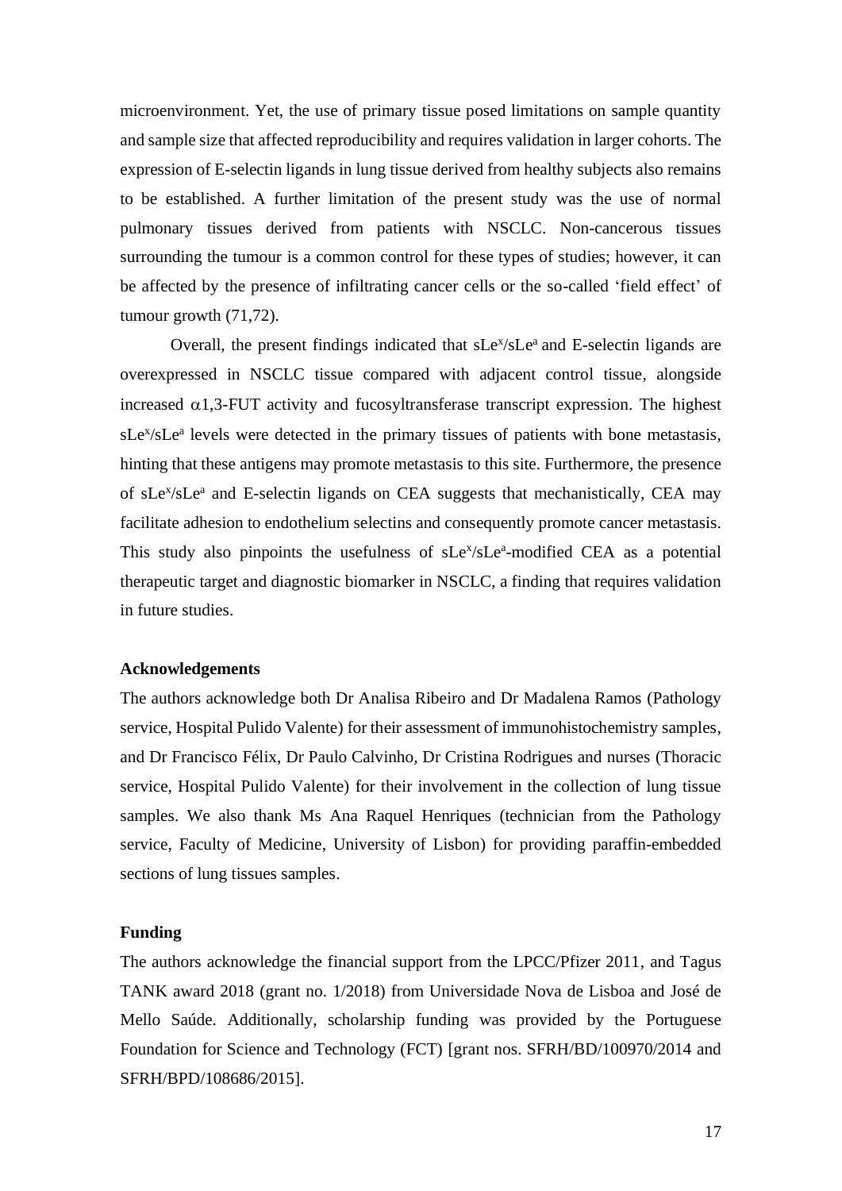microenvironment. Yet, the use of primary tissue posed limitations on sample quantity and sample size that affected reproducibility and requires validation in larger cohorts. The expression of E-selectin ligands in lung tissue derived from healthy subjects also remains to be established. A further limitation of the present study was the use of normal pulmonary tissues derived from patients with NSCLC. Non-cancerous tissues surrounding the tumour is a common control for these types of studies; however, it can be affected by the presence of infiltrating cancer cells or the so-called 'field effect' of tumour growth (71,72).

Overall, the present findings indicated that $sLe^x/sLe^a$ and E-selectin ligands are overexpressed in NSCLC tissue compared with adjacent control tissue, alongside increased $\alpha$1,3-FUT activity and fucosyltransferase transcript expression. The highest $sLe^x/sLe^a$ levels were detected in the primary tissues of patients with bone metastasis, hinting that these antigens may promote metastasis to this site. Furthermore, the presence of $sLe^x/sLe^a$ and E-selectin ligands on CEA suggests that mechanistically, CEA may facilitate adhesion to endothelium selectins and consequently promote cancer metastasis. This study also pinpoints the usefulness of $sLe^x/sLe^a$-modified CEA as a potential therapeutic target and diagnostic biomarker in NSCLC, a finding that requires validation in future studies.

**Acknowledgements**

The authors acknowledge both Dr Analisa Ribeiro and Dr Madalena Ramos (Pathology service, Hospital Pulido Valente) for their assessment of immunohistochemistry samples, and Dr Francisco Félix, Dr Paulo Calvinho, Dr Cristina Rodrigues and nurses (Thoracic service, Hospital Pulido Valente) for their involvement in the collection of lung tissue samples. We also thank Ms Ana Raquel Henriques (technician from the Pathology service, Faculty of Medicine, University of Lisbon) for providing paraffin-embedded sections of lung tissues samples.

**Funding**

The authors acknowledge the financial support from the LPCC/Pfizer 2011, and Tagus TANK award 2018 (grant no. 1/2018) from Universidade Nova de Lisboa and José de Mello Saúde. Additionally, scholarship funding was provided by the Portuguese Foundation for Science and Technology (FCT) [grant nos. SFRH/BD/100970/2014 and SFRH/BPD/108686/2015].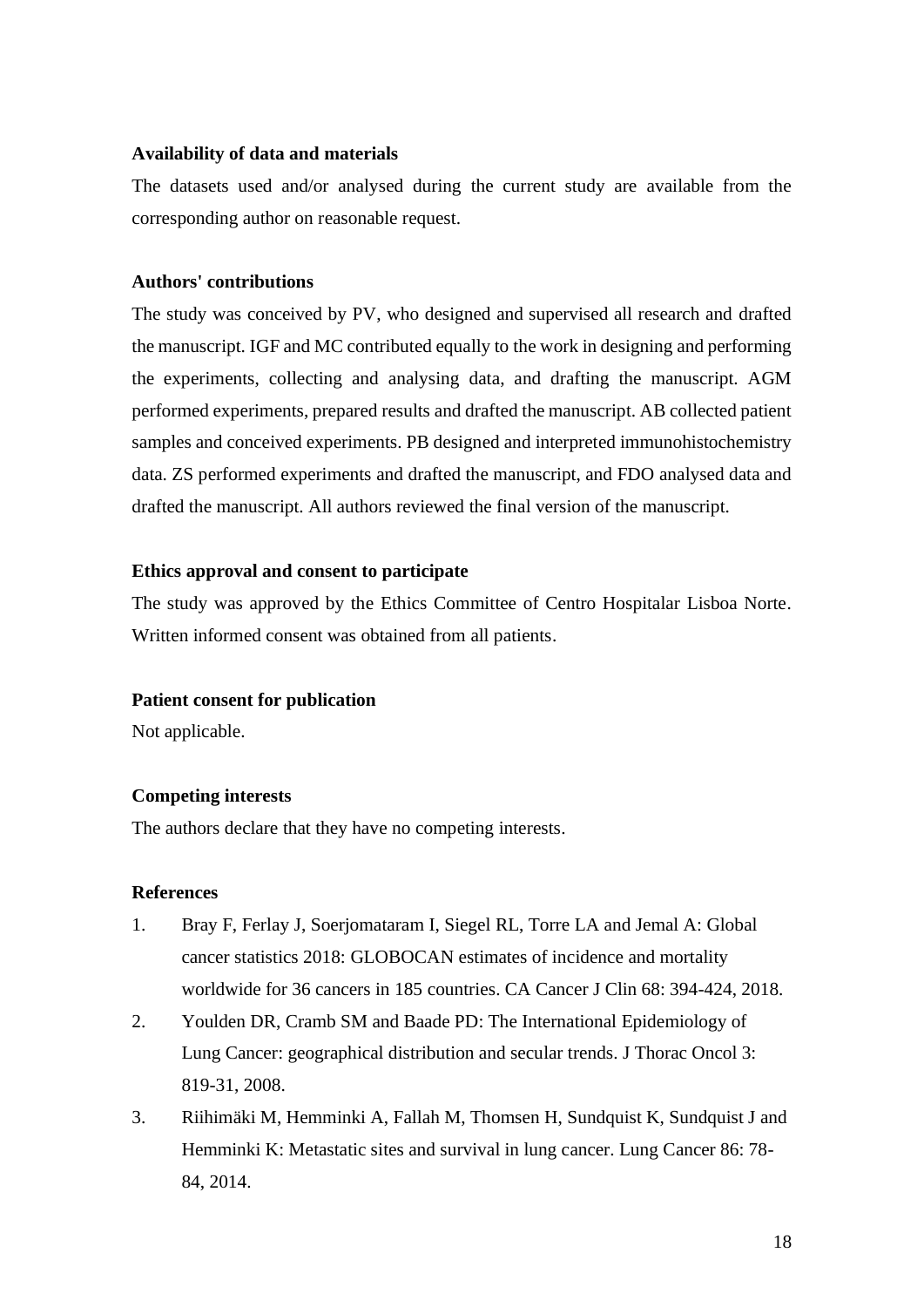**Availability of data and materials**

The datasets used and/or analysed during the current study are available from the corresponding author on reasonable request.

**Authors' contributions**

The study was conceived by PV, who designed and supervised all research and drafted the manuscript. IGF and MC contributed equally to the work in designing and performing the experiments, collecting and analysing data, and drafting the manuscript. AGM performed experiments, prepared results and drafted the manuscript. AB collected patient samples and conceived experiments. PB designed and interpreted immunohistochemistry data. ZS performed experiments and drafted the manuscript, and FDO analysed data and drafted the manuscript. All authors reviewed the final version of the manuscript.

**Ethics approval and consent to participate**

The study was approved by the Ethics Committee of Centro Hospitalar Lisboa Norte. Written informed consent was obtained from all patients.

**Patient consent for publication**

Not applicable.

**Competing interests**

The authors declare that they have no competing interests.

**References**

1. Bray F, Ferlay J, Soerjomataram I, Siegel RL, Torre LA and Jemal A: Global cancer statistics 2018: GLOBOCAN estimates of incidence and mortality worldwide for 36 cancers in 185 countries. CA Cancer J Clin 68: 394-424, 2018.
2. Youlden DR, Cramb SM and Baade PD: The International Epidemiology of Lung Cancer: geographical distribution and secular trends. J Thorac Oncol 3: 819-31, 2008.
3. Riihimäki M, Hemminki A, Fallah M, Thomsen H, Sundquist K, Sundquist J and Hemminki K: Metastatic sites and survival in lung cancer. Lung Cancer 86: 78-84, 2014.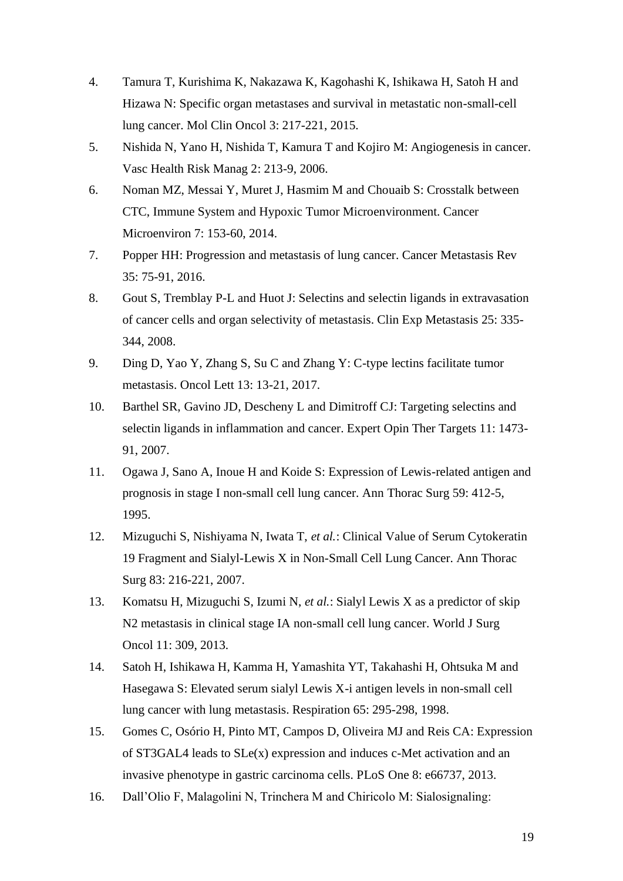4. Tamura T, Kurishima K, Nakazawa K, Kagohashi K, Ishikawa H, Satoh H and Hizawa N: Specific organ metastases and survival in metastatic non-small-cell lung cancer. Mol Clin Oncol 3: 217-221, 2015.
5. Nishida N, Yano H, Nishida T, Kamura T and Kojiro M: Angiogenesis in cancer. Vasc Health Risk Manag 2: 213-9, 2006.
6. Noman MZ, Messai Y, Muret J, Hasmim M and Chouaib S: Crosstalk between CTC, Immune System and Hypoxic Tumor Microenvironment. Cancer Microenviron 7: 153-60, 2014.
7. Popper HH: Progression and metastasis of lung cancer. Cancer Metastasis Rev 35: 75-91, 2016.
8. Gout S, Tremblay P-L and Huot J: Selectins and selectin ligands in extravasation of cancer cells and organ selectivity of metastasis. Clin Exp Metastasis 25: 335-344, 2008.
9. Ding D, Yao Y, Zhang S, Su C and Zhang Y: C-type lectins facilitate tumor metastasis. Oncol Lett 13: 13-21, 2017.
10. Barthel SR, Gavino JD, Descheny L and Dimitroff CJ: Targeting selectins and selectin ligands in inflammation and cancer. Expert Opin Ther Targets 11: 1473-91, 2007.
11. Ogawa J, Sano A, Inoue H and Koide S: Expression of Lewis-related antigen and prognosis in stage I non-small cell lung cancer. Ann Thorac Surg 59: 412-5, 1995.
12. Mizuguchi S, Nishiyama N, Iwata T, *et al.*: Clinical Value of Serum Cytokeratin 19 Fragment and Sialyl-Lewis X in Non-Small Cell Lung Cancer. Ann Thorac Surg 83: 216-221, 2007.
13. Komatsu H, Mizuguchi S, Izumi N, *et al.*: Sialyl Lewis X as a predictor of skip N2 metastasis in clinical stage IA non-small cell lung cancer. World J Surg Oncol 11: 309, 2013.
14. Satoh H, Ishikawa H, Kamma H, Yamashita YT, Takahashi H, Ohtsuka M and Hasegawa S: Elevated serum sialyl Lewis X-i antigen levels in non-small cell lung cancer with lung metastasis. Respiration 65: 295-298, 1998.
15. Gomes C, Osório H, Pinto MT, Campos D, Oliveira MJ and Reis CA: Expression of ST3GAL4 leads to SLe(x) expression and induces c-Met activation and an invasive phenotype in gastric carcinoma cells. PLoS One 8: e66737, 2013.
16. Dall'Olio F, Malagolini N, Trinchera M and Chiricolo M: Sialosignaling: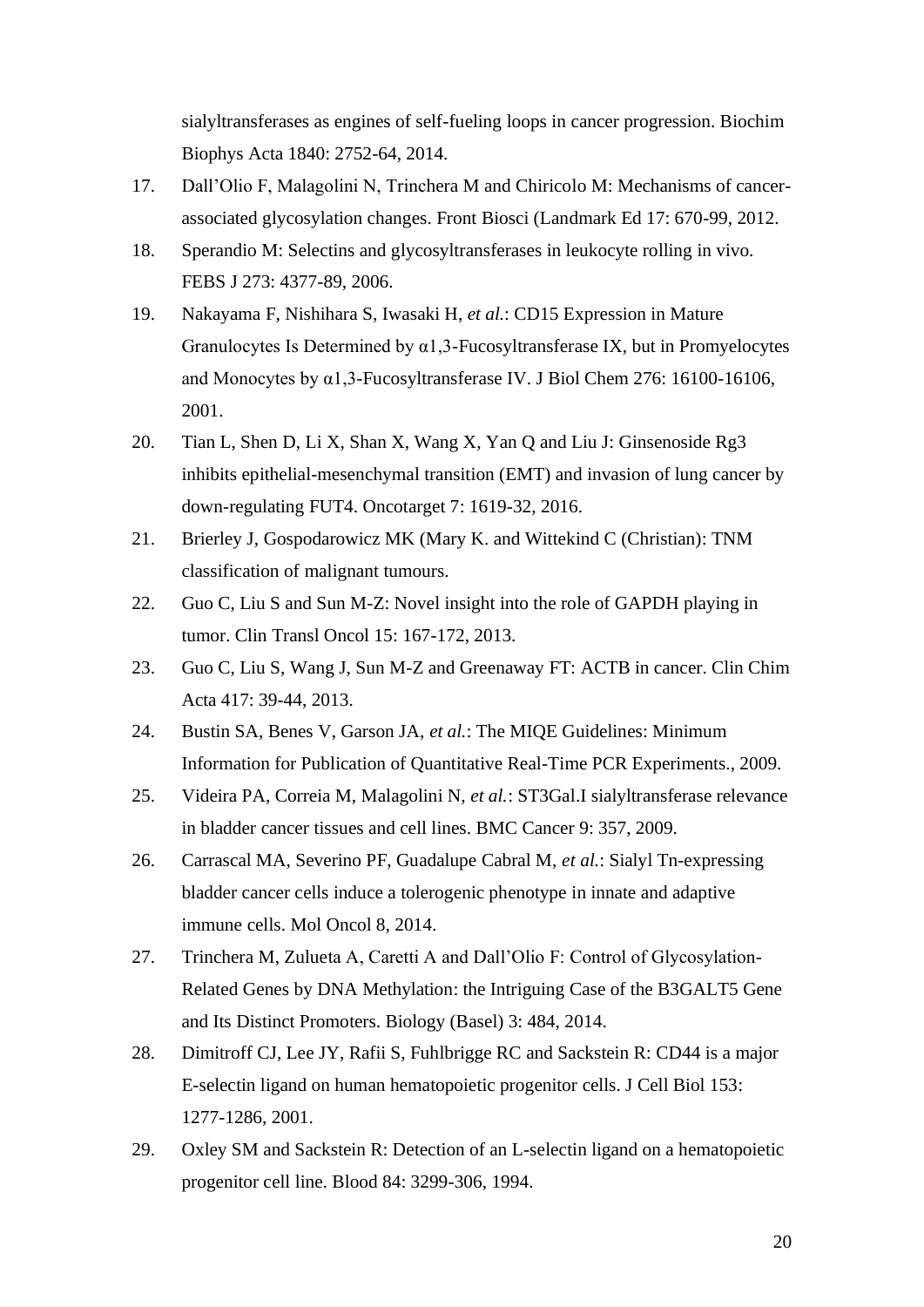sialyltransferases as engines of self-fueling loops in cancer progression. Biochim Biophys Acta 1840: 2752-64, 2014.

17. Dall'Olio F, Malagolini N, Trinchera M and Chiricolo M: Mechanisms of cancer-associated glycosylation changes. Front Biosci (Landmark Ed 17: 670-99, 2012.
18. Sperandio M: Selectins and glycosyltransferases in leukocyte rolling in vivo. FEBS J 273: 4377-89, 2006.
19. Nakayama F, Nishihara S, Iwasaki H, *et al.*: CD15 Expression in Mature Granulocytes Is Determined by α1,3-Fucosyltransferase IX, but in Promyelocytes and Monocytes by α1,3-Fucosyltransferase IV. J Biol Chem 276: 16100-16106, 2001.
20. Tian L, Shen D, Li X, Shan X, Wang X, Yan Q and Liu J: Ginsenoside Rg3 inhibits epithelial-mesenchymal transition (EMT) and invasion of lung cancer by down-regulating FUT4. Oncotarget 7: 1619-32, 2016.
21. Brierley J, Gospodarowicz MK (Mary K. and Wittekind C (Christian): TNM classification of malignant tumours.
22. Guo C, Liu S and Sun M-Z: Novel insight into the role of GAPDH playing in tumor. Clin Transl Oncol 15: 167-172, 2013.
23. Guo C, Liu S, Wang J, Sun M-Z and Greenaway FT: ACTB in cancer. Clin Chim Acta 417: 39-44, 2013.
24. Bustin SA, Benes V, Garson JA, *et al.*: The MIQE Guidelines: Minimum Information for Publication of Quantitative Real-Time PCR Experiments., 2009.
25. Videira PA, Correia M, Malagolini N, *et al.*: ST3Gal.I sialyltransferase relevance in bladder cancer tissues and cell lines. BMC Cancer 9: 357, 2009.
26. Carrascal MA, Severino PF, Guadalupe Cabral M, *et al.*: Sialyl Tn-expressing bladder cancer cells induce a tolerogenic phenotype in innate and adaptive immune cells. Mol Oncol 8, 2014.
27. Trinchera M, Zulueta A, Caretti A and Dall'Olio F: Control of Glycosylation-Related Genes by DNA Methylation: the Intriguing Case of the B3GALT5 Gene and Its Distinct Promoters. Biology (Basel) 3: 484, 2014.
28. Dimitroff CJ, Lee JY, Rafii S, Fuhlbrigge RC and Sackstein R: CD44 is a major E-selectin ligand on human hematopoietic progenitor cells. J Cell Biol 153: 1277-1286, 2001.
29. Oxley SM and Sackstein R: Detection of an L-selectin ligand on a hematopoietic progenitor cell line. Blood 84: 3299-306, 1994.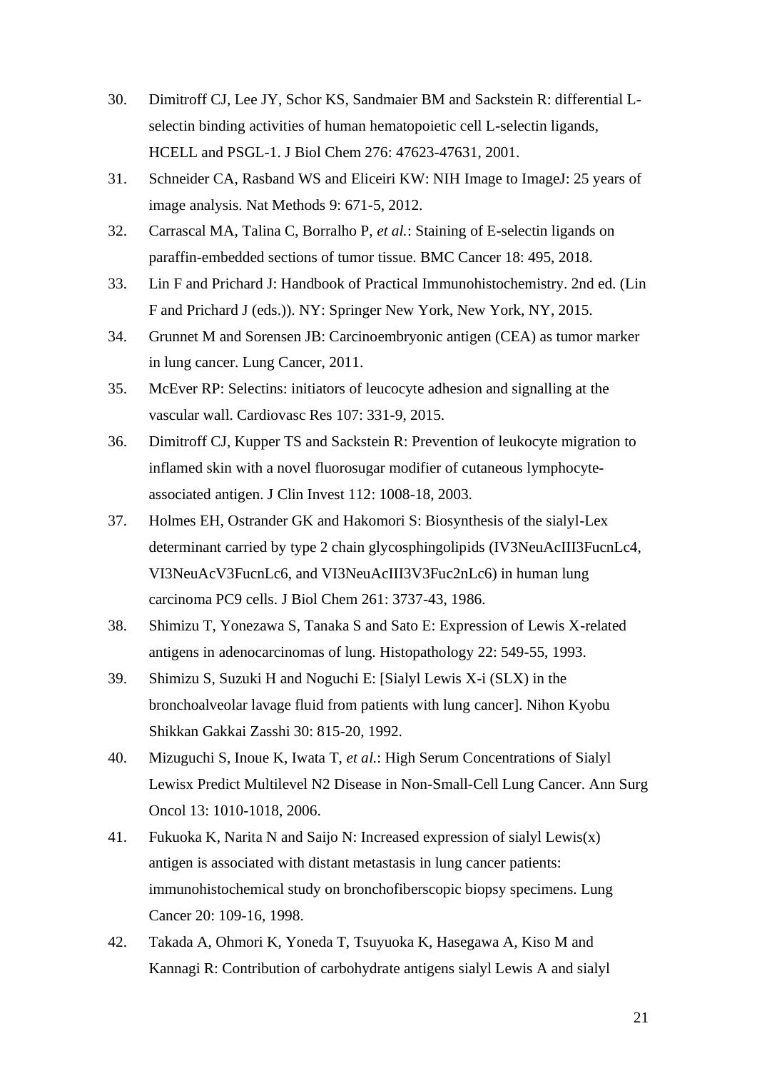30. Dimitroff CJ, Lee JY, Schor KS, Sandmaier BM and Sackstein R: differential L-selectin binding activities of human hematopoietic cell L-selectin ligands, HCELL and PSGL-1. J Biol Chem 276: 47623-47631, 2001.
31. Schneider CA, Rasband WS and Eliceiri KW: NIH Image to ImageJ: 25 years of image analysis. Nat Methods 9: 671-5, 2012.
32. Carrascal MA, Talina C, Borralho P, *et al.*: Staining of E-selectin ligands on paraffin-embedded sections of tumor tissue. BMC Cancer 18: 495, 2018.
33. Lin F and Prichard J: Handbook of Practical Immunohistochemistry. 2nd ed. (Lin F and Prichard J (eds.)). NY: Springer New York, New York, NY, 2015.
34. Grunnet M and Sorensen JB: Carcinoembryonic antigen (CEA) as tumor marker in lung cancer. Lung Cancer, 2011.
35. McEver RP: Selectins: initiators of leucocyte adhesion and signalling at the vascular wall. Cardiovasc Res 107: 331-9, 2015.
36. Dimitroff CJ, Kupper TS and Sackstein R: Prevention of leukocyte migration to inflamed skin with a novel fluorosugar modifier of cutaneous lymphocyte-associated antigen. J Clin Invest 112: 1008-18, 2003.
37. Holmes EH, Ostrander GK and Hakomori S: Biosynthesis of the sialyl-Lex determinant carried by type 2 chain glycosphingolipids (IV3NeuAcIII3FucnLc4, VI3NeuAcV3FucnLc6, and VI3NeuAcIII3V3Fuc2nLc6) in human lung carcinoma PC9 cells. J Biol Chem 261: 3737-43, 1986.
38. Shimizu T, Yonezawa S, Tanaka S and Sato E: Expression of Lewis X-related antigens in adenocarcinomas of lung. Histopathology 22: 549-55, 1993.
39. Shimizu S, Suzuki H and Noguchi E: [Sialyl Lewis X-i (SLX) in the bronchoalveolar lavage fluid from patients with lung cancer]. Nihon Kyobu Shikkan Gakkai Zasshi 30: 815-20, 1992.
40. Mizuguchi S, Inoue K, Iwata T, *et al.*: High Serum Concentrations of Sialyl Lewisx Predict Multilevel N2 Disease in Non-Small-Cell Lung Cancer. Ann Surg Oncol 13: 1010-1018, 2006.
41. Fukuoka K, Narita N and Saijo N: Increased expression of sialyl Lewis(x) antigen is associated with distant metastasis in lung cancer patients: immunohistochemical study on bronchofiberscopic biopsy specimens. Lung Cancer 20: 109-16, 1998.
42. Takada A, Ohmori K, Yoneda T, Tsuyuoka K, Hasegawa A, Kiso M and Kannagi R: Contribution of carbohydrate antigens sialyl Lewis A and sialyl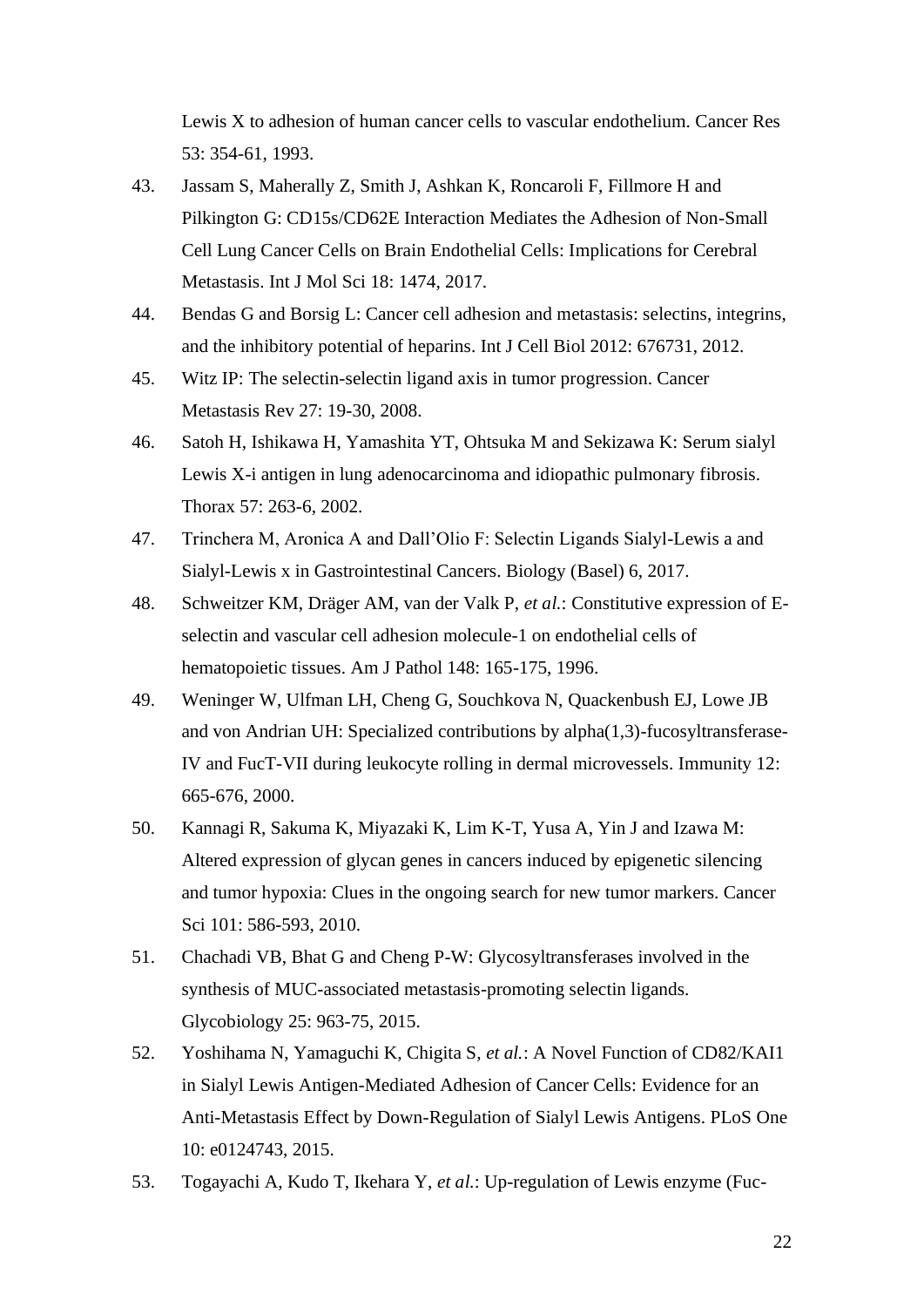Lewis X to adhesion of human cancer cells to vascular endothelium. Cancer Res 53: 354-61, 1993.

43. Jassam S, Maherally Z, Smith J, Ashkan K, Roncaroli F, Fillmore H and Pilkington G: CD15s/CD62E Interaction Mediates the Adhesion of Non-Small Cell Lung Cancer Cells on Brain Endothelial Cells: Implications for Cerebral Metastasis. Int J Mol Sci 18: 1474, 2017.
44. Bendas G and Borsig L: Cancer cell adhesion and metastasis: selectins, integrins, and the inhibitory potential of heparins. Int J Cell Biol 2012: 676731, 2012.
45. Witz IP: The selectin-selectin ligand axis in tumor progression. Cancer Metastasis Rev 27: 19-30, 2008.
46. Satoh H, Ishikawa H, Yamashita YT, Ohtsuka M and Sekizawa K: Serum sialyl Lewis X-i antigen in lung adenocarcinoma and idiopathic pulmonary fibrosis. Thorax 57: 263-6, 2002.
47. Trinchera M, Aronica A and Dall'Olio F: Selectin Ligands Sialyl-Lewis a and Sialyl-Lewis x in Gastrointestinal Cancers. Biology (Basel) 6, 2017.
48. Schweitzer KM, Dräger AM, van der Valk P, *et al.*: Constitutive expression of E-selectin and vascular cell adhesion molecule-1 on endothelial cells of hematopoietic tissues. Am J Pathol 148: 165-175, 1996.
49. Weninger W, Ulfman LH, Cheng G, Souchkova N, Quackenbush EJ, Lowe JB and von Andrian UH: Specialized contributions by alpha(1,3)-fucosyltransferase-IV and FucT-VII during leukocyte rolling in dermal microvessels. Immunity 12: 665-676, 2000.
50. Kannagi R, Sakuma K, Miyazaki K, Lim K-T, Yusa A, Yin J and Izawa M: Altered expression of glycan genes in cancers induced by epigenetic silencing and tumor hypoxia: Clues in the ongoing search for new tumor markers. Cancer Sci 101: 586-593, 2010.
51. Chachadi VB, Bhat G and Cheng P-W: Glycosyltransferases involved in the synthesis of MUC-associated metastasis-promoting selectin ligands. Glycobiology 25: 963-75, 2015.
52. Yoshihama N, Yamaguchi K, Chigita S, *et al.*: A Novel Function of CD82/KAI1 in Sialyl Lewis Antigen-Mediated Adhesion of Cancer Cells: Evidence for an Anti-Metastasis Effect by Down-Regulation of Sialyl Lewis Antigens. PLoS One 10: e0124743, 2015.
53. Togayachi A, Kudo T, Ikehara Y, *et al.*: Up-regulation of Lewis enzyme (Fuc-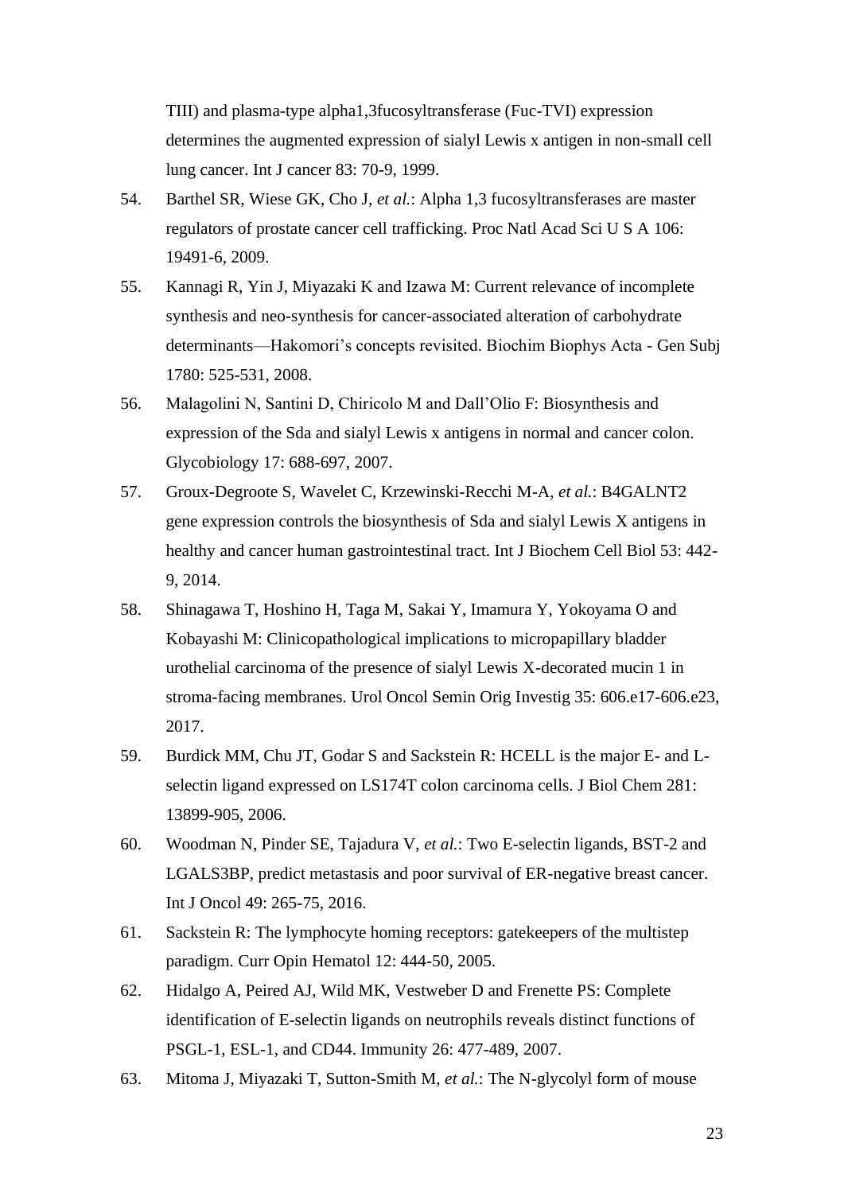TIII) and plasma-type alpha1,3fucosyltransferase (Fuc-TVI) expression determines the augmented expression of sialyl Lewis x antigen in non-small cell lung cancer. Int J cancer 83: 70-9, 1999.

54. Barthel SR, Wiese GK, Cho J, *et al.*: Alpha 1,3 fucosyltransferases are master regulators of prostate cancer cell trafficking. Proc Natl Acad Sci U S A 106: 19491-6, 2009.
55. Kannagi R, Yin J, Miyazaki K and Izawa M: Current relevance of incomplete synthesis and neo-synthesis for cancer-associated alteration of carbohydrate determinants—Hakomori's concepts revisited. Biochim Biophys Acta - Gen Subj 1780: 525-531, 2008.
56. Malagolini N, Santini D, Chiricolo M and Dall'Olio F: Biosynthesis and expression of the Sda and sialyl Lewis x antigens in normal and cancer colon. Glycobiology 17: 688-697, 2007.
57. Groux-Degroote S, Wavelet C, Krzewinski-Recchi M-A, *et al.*: B4GALNT2 gene expression controls the biosynthesis of Sda and sialyl Lewis X antigens in healthy and cancer human gastrointestinal tract. Int J Biochem Cell Biol 53: 442-9, 2014.
58. Shinagawa T, Hoshino H, Taga M, Sakai Y, Imamura Y, Yokoyama O and Kobayashi M: Clinicopathological implications to micropapillary bladder urothelial carcinoma of the presence of sialyl Lewis X-decorated mucin 1 in stroma-facing membranes. Urol Oncol Semin Orig Investig 35: 606.e17-606.e23, 2017.
59. Burdick MM, Chu JT, Godar S and Sackstein R: HCELL is the major E- and L-selectin ligand expressed on LS174T colon carcinoma cells. J Biol Chem 281: 13899-905, 2006.
60. Woodman N, Pinder SE, Tajadura V, *et al.*: Two E-selectin ligands, BST-2 and LGALS3BP, predict metastasis and poor survival of ER-negative breast cancer. Int J Oncol 49: 265-75, 2016.
61. Sackstein R: The lymphocyte homing receptors: gatekeepers of the multistep paradigm. Curr Opin Hematol 12: 444-50, 2005.
62. Hidalgo A, Peired AJ, Wild MK, Vestweber D and Frenette PS: Complete identification of E-selectin ligands on neutrophils reveals distinct functions of PSGL-1, ESL-1, and CD44. Immunity 26: 477-489, 2007.
63. Mitoma J, Miyazaki T, Sutton-Smith M, *et al.*: The N-glycolyl form of mouse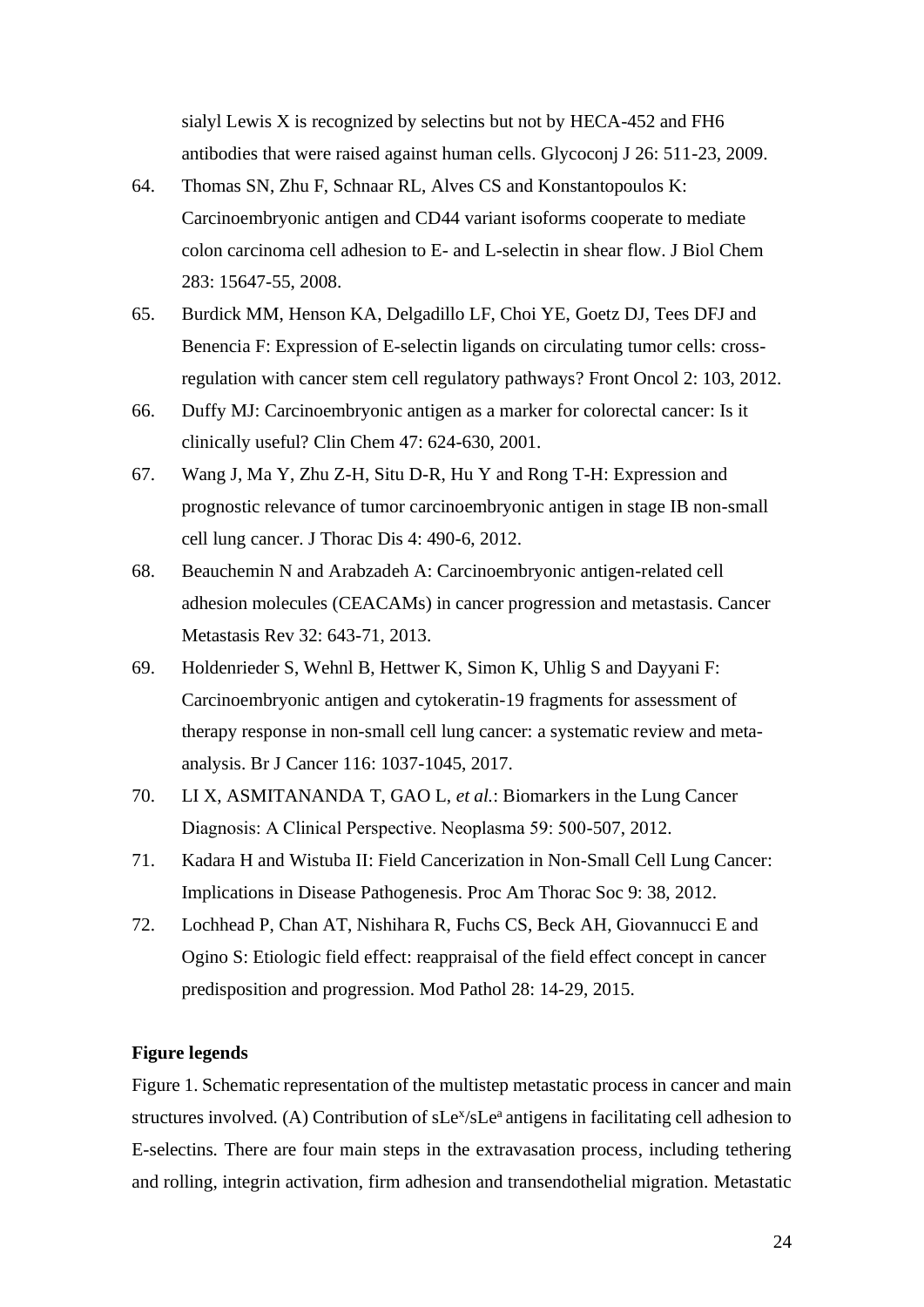sialyl Lewis X is recognized by selectins but not by HECA-452 and FH6 antibodies that were raised against human cells. Glycoconj J 26: 511-23, 2009.

64. Thomas SN, Zhu F, Schnaar RL, Alves CS and Konstantopoulos K: Carcinoembryonic antigen and CD44 variant isoforms cooperate to mediate colon carcinoma cell adhesion to E- and L-selectin in shear flow. J Biol Chem 283: 15647-55, 2008.
65. Burdick MM, Henson KA, Delgadillo LF, Choi YE, Goetz DJ, Tees DFJ and Benencia F: Expression of E-selectin ligands on circulating tumor cells: cross-regulation with cancer stem cell regulatory pathways? Front Oncol 2: 103, 2012.
66. Duffy MJ: Carcinoembryonic antigen as a marker for colorectal cancer: Is it clinically useful? Clin Chem 47: 624-630, 2001.
67. Wang J, Ma Y, Zhu Z-H, Situ D-R, Hu Y and Rong T-H: Expression and prognostic relevance of tumor carcinoembryonic antigen in stage IB non-small cell lung cancer. J Thorac Dis 4: 490-6, 2012.
68. Beauchemin N and Arabzadeh A: Carcinoembryonic antigen-related cell adhesion molecules (CEACAMs) in cancer progression and metastasis. Cancer Metastasis Rev 32: 643-71, 2013.
69. Holdenrieder S, Wehnl B, Hettwer K, Simon K, Uhlig S and Dayyani F: Carcinoembryonic antigen and cytokeratin-19 fragments for assessment of therapy response in non-small cell lung cancer: a systematic review and meta-analysis. Br J Cancer 116: 1037-1045, 2017.
70. LI X, ASMITANANDA T, GAO L, *et al.*: Biomarkers in the Lung Cancer Diagnosis: A Clinical Perspective. Neoplasma 59: 500-507, 2012.
71. Kadara H and Wistuba II: Field Cancerization in Non-Small Cell Lung Cancer: Implications in Disease Pathogenesis. Proc Am Thorac Soc 9: 38, 2012.
72. Lochhead P, Chan AT, Nishihara R, Fuchs CS, Beck AH, Giovannucci E and Ogino S: Etiologic field effect: reappraisal of the field effect concept in cancer predisposition and progression. Mod Pathol 28: 14-29, 2015.

**Figure legends**

Figure 1. Schematic representation of the multistep metastatic process in cancer and main structures involved. (A) Contribution of $sLe^{x}/sLe^{a}$ antigens in facilitating cell adhesion to E-selectins. There are four main steps in the extravasation process, including tethering and rolling, integrin activation, firm adhesion and transendothelial migration. Metastatic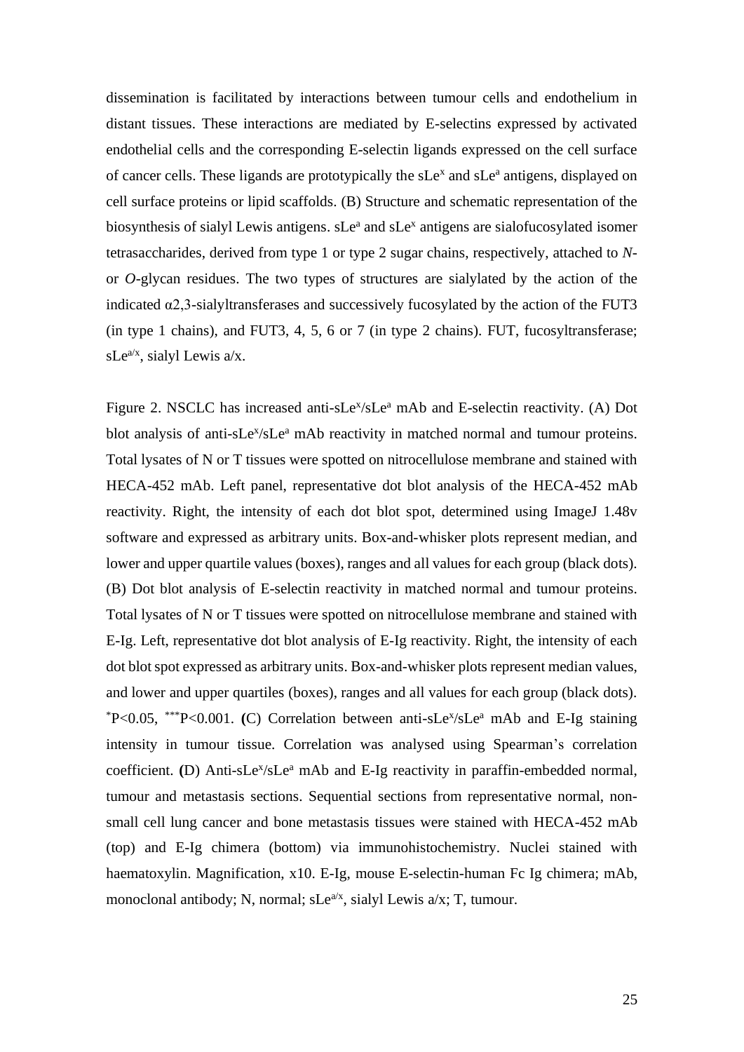dissemination is facilitated by interactions between tumour cells and endothelium in distant tissues. These interactions are mediated by E-selectins expressed by activated endothelial cells and the corresponding E-selectin ligands expressed on the cell surface of cancer cells. These ligands are prototypically the $sLe^x$ and $sLe^a$ antigens, displayed on cell surface proteins or lipid scaffolds. (B) Structure and schematic representation of the biosynthesis of sialyl Lewis antigens. $sLe^a$ and $sLe^x$ antigens are sialofucosylated isomer tetrasaccharides, derived from type 1 or type 2 sugar chains, respectively, attached to *N*- or *O*-glycan residues. The two types of structures are sialylated by the action of the indicated α2,3-sialyltransferases and successively fucosylated by the action of the FUT3 (in type 1 chains), and FUT3, 4, 5, 6 or 7 (in type 2 chains). FUT, fucosyltransferase; $sLe^{a/x}$, sialyl Lewis a/x.

Figure 2. NSCLC has increased anti-$sLe^x$/$sLe^a$ mAb and E-selectin reactivity. (A) Dot blot analysis of anti-$sLe^x$/$sLe^a$ mAb reactivity in matched normal and tumour proteins. Total lysates of N or T tissues were spotted on nitrocellulose membrane and stained with HECA-452 mAb. Left panel, representative dot blot analysis of the HECA-452 mAb reactivity. Right, the intensity of each dot blot spot, determined using ImageJ 1.48v software and expressed as arbitrary units. Box-and-whisker plots represent median, and lower and upper quartile values (boxes), ranges and all values for each group (black dots). (B) Dot blot analysis of E-selectin reactivity in matched normal and tumour proteins. Total lysates of N or T tissues were spotted on nitrocellulose membrane and stained with E-Ig. Left, representative dot blot analysis of E-Ig reactivity. Right, the intensity of each dot blot spot expressed as arbitrary units. Box-and-whisker plots represent median values, and lower and upper quartiles (boxes), ranges and all values for each group (black dots). $^{*}P<0.05$, $^{***}P<0.001$. **(**C) Correlation between anti-$sLe^x$/$sLe^a$ mAb and E-Ig staining intensity in tumour tissue. Correlation was analysed using Spearman's correlation coefficient. **(**D) Anti-$sLe^x$/$sLe^a$ mAb and E-Ig reactivity in paraffin-embedded normal, tumour and metastasis sections. Sequential sections from representative normal, non-small cell lung cancer and bone metastasis tissues were stained with HECA-452 mAb (top) and E-Ig chimera (bottom) via immunohistochemistry. Nuclei stained with haematoxylin. Magnification, x10. E-Ig, mouse E-selectin-human Fc Ig chimera; mAb, monoclonal antibody; N, normal; $sLe^{a/x}$, sialyl Lewis a/x; T, tumour.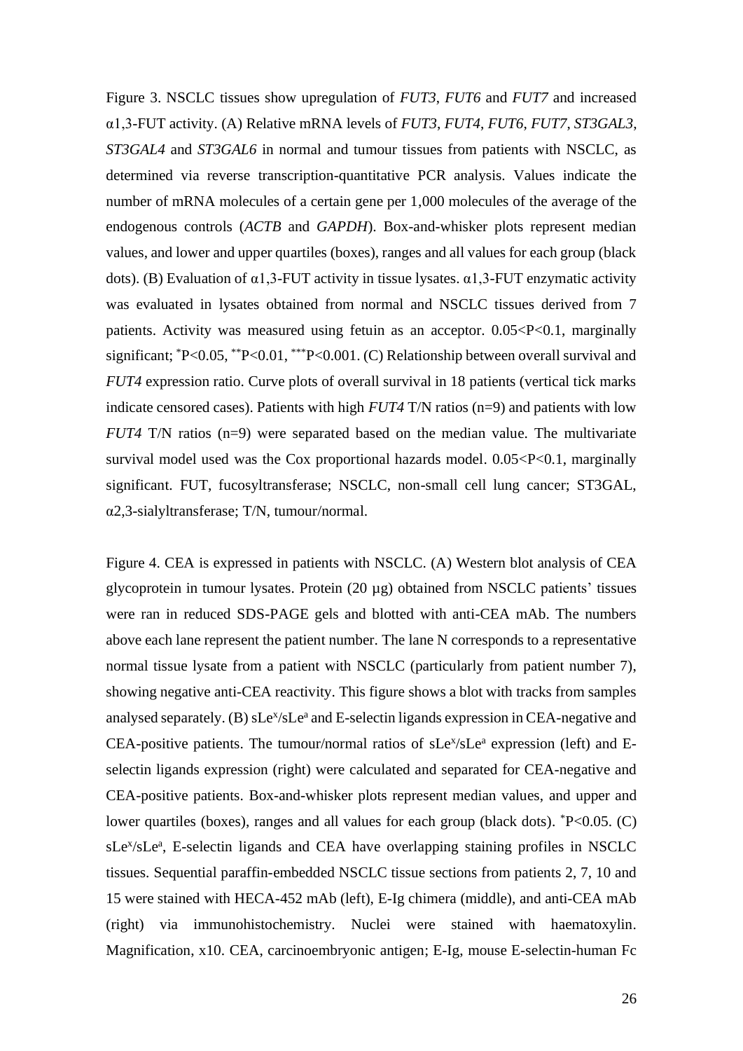Figure 3. NSCLC tissues show upregulation of *FUT3*, *FUT6* and *FUT7* and increased α1,3-FUT activity. (A) Relative mRNA levels of *FUT3*, *FUT4*, *FUT6*, *FUT7*, *ST3GAL3*, *ST3GAL4* and *ST3GAL6* in normal and tumour tissues from patients with NSCLC, as determined via reverse transcription-quantitative PCR analysis. Values indicate the number of mRNA molecules of a certain gene per 1,000 molecules of the average of the endogenous controls (*ACTB* and *GAPDH*). Box-and-whisker plots represent median values, and lower and upper quartiles (boxes), ranges and all values for each group (black dots). (B) Evaluation of α1,3-FUT activity in tissue lysates. α1,3-FUT enzymatic activity was evaluated in lysates obtained from normal and NSCLC tissues derived from 7 patients. Activity was measured using fetuin as an acceptor. $0.05<P<0.1$, marginally significant; \*$P<0.05$, \*\*$P<0.01$, \*\*\*$P<0.001$. (C) Relationship between overall survival and *FUT4* expression ratio. Curve plots of overall survival in 18 patients (vertical tick marks indicate censored cases). Patients with high *FUT4* T/N ratios (n=9) and patients with low *FUT4* T/N ratios (n=9) were separated based on the median value. The multivariate survival model used was the Cox proportional hazards model. $0.05<P<0.1$, marginally significant. FUT, fucosyltransferase; NSCLC, non-small cell lung cancer; ST3GAL, α2,3-sialyltransferase; T/N, tumour/normal.

Figure 4. CEA is expressed in patients with NSCLC. (A) Western blot analysis of CEA glycoprotein in tumour lysates. Protein (20 µg) obtained from NSCLC patients' tissues were ran in reduced SDS-PAGE gels and blotted with anti-CEA mAb. The numbers above each lane represent the patient number. The lane N corresponds to a representative normal tissue lysate from a patient with NSCLC (particularly from patient number 7), showing negative anti-CEA reactivity. This figure shows a blot with tracks from samples analysed separately. (B) $sLe^x/sLe^a$ and E-selectin ligands expression in CEA-negative and CEA-positive patients. The tumour/normal ratios of $sLe^x/sLe^a$ expression (left) and E-selectin ligands expression (right) were calculated and separated for CEA-negative and CEA-positive patients. Box-and-whisker plots represent median values, and upper and lower quartiles (boxes), ranges and all values for each group (black dots). \*$P<0.05$. (C) $sLe^x/sLe^a$, E-selectin ligands and CEA have overlapping staining profiles in NSCLC tissues. Sequential paraffin-embedded NSCLC tissue sections from patients 2, 7, 10 and 15 were stained with HECA-452 mAb (left), E-Ig chimera (middle), and anti-CEA mAb (right) via immunohistochemistry. Nuclei were stained with haematoxylin. Magnification, x10. CEA, carcinoembryonic antigen; E-Ig, mouse E-selectin-human Fc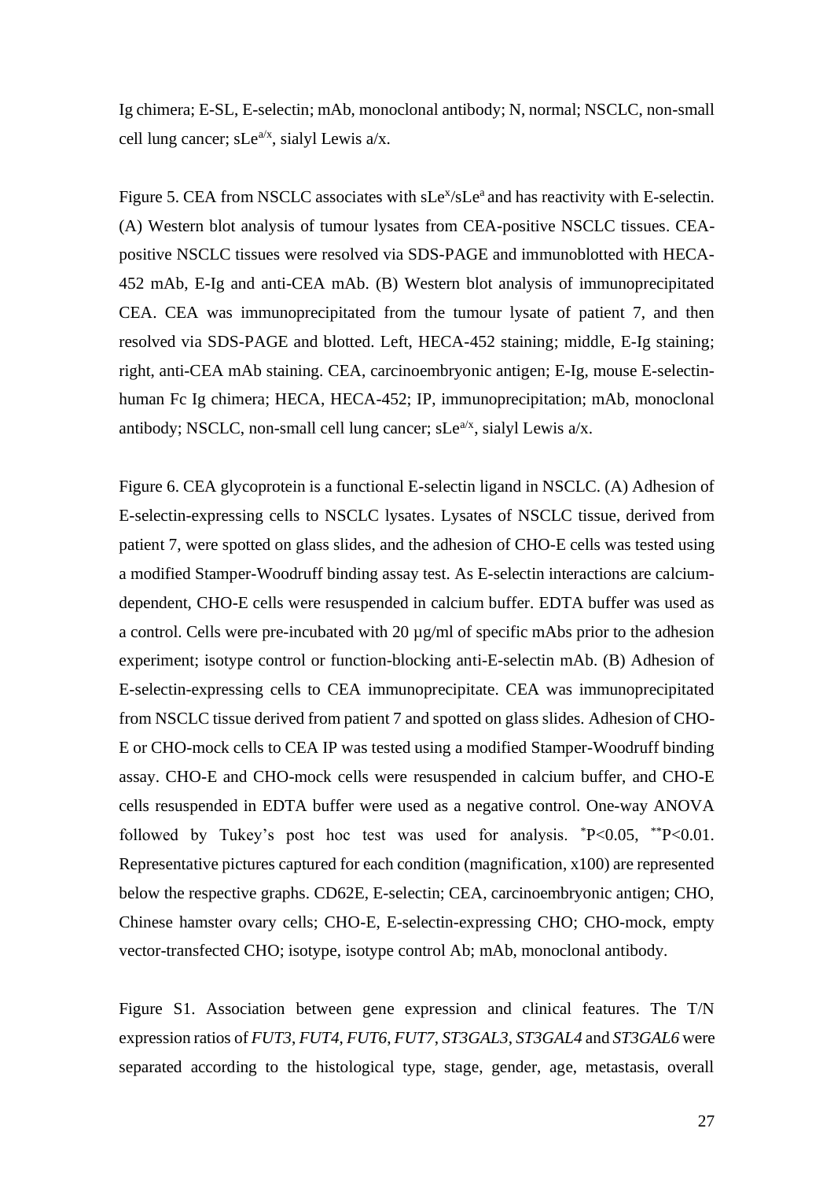Ig chimera; E-SL, E-selectin; mAb, monoclonal antibody; N, normal; NSCLC, non-small cell lung cancer; $sLe^{a/x}$, sialyl Lewis a/x.

Figure 5. CEA from NSCLC associates with $sLe^{x}/sLe^{a}$ and has reactivity with E-selectin. (A) Western blot analysis of tumour lysates from CEA-positive NSCLC tissues. CEA-positive NSCLC tissues were resolved via SDS-PAGE and immunoblotted with HECA-452 mAb, E-Ig and anti-CEA mAb. (B) Western blot analysis of immunoprecipitated CEA. CEA was immunoprecipitated from the tumour lysate of patient 7, and then resolved via SDS-PAGE and blotted. Left, HECA-452 staining; middle, E-Ig staining; right, anti-CEA mAb staining. CEA, carcinoembryonic antigen; E-Ig, mouse E-selectin-human Fc Ig chimera; HECA, HECA-452; IP, immunoprecipitation; mAb, monoclonal antibody; NSCLC, non-small cell lung cancer; $sLe^{a/x}$, sialyl Lewis a/x.

Figure 6. CEA glycoprotein is a functional E-selectin ligand in NSCLC. (A) Adhesion of E-selectin-expressing cells to NSCLC lysates. Lysates of NSCLC tissue, derived from patient 7, were spotted on glass slides, and the adhesion of CHO-E cells was tested using a modified Stamper-Woodruff binding assay test. As E-selectin interactions are calcium-dependent, CHO-E cells were resuspended in calcium buffer. EDTA buffer was used as a control. Cells were pre-incubated with 20 µg/ml of specific mAbs prior to the adhesion experiment; isotype control or function-blocking anti-E-selectin mAb. (B) Adhesion of E-selectin-expressing cells to CEA immunoprecipitate. CEA was immunoprecipitated from NSCLC tissue derived from patient 7 and spotted on glass slides. Adhesion of CHO-E or CHO-mock cells to CEA IP was tested using a modified Stamper-Woodruff binding assay. CHO-E and CHO-mock cells were resuspended in calcium buffer, and CHO-E cells resuspended in EDTA buffer were used as a negative control. One-way ANOVA followed by Tukey's post hoc test was used for analysis. $^{*}P<0.05$, $^{**}P<0.01$. Representative pictures captured for each condition (magnification, x100) are represented below the respective graphs. CD62E, E-selectin; CEA, carcinoembryonic antigen; CHO, Chinese hamster ovary cells; CHO-E, E-selectin-expressing CHO; CHO-mock, empty vector-transfected CHO; isotype, isotype control Ab; mAb, monoclonal antibody.

Figure S1. Association between gene expression and clinical features. The T/N expression ratios of *FUT3*, *FUT4*, *FUT6*, *FUT7*, *ST3GAL3*, *ST3GAL4* and *ST3GAL6* were separated according to the histological type, stage, gender, age, metastasis, overall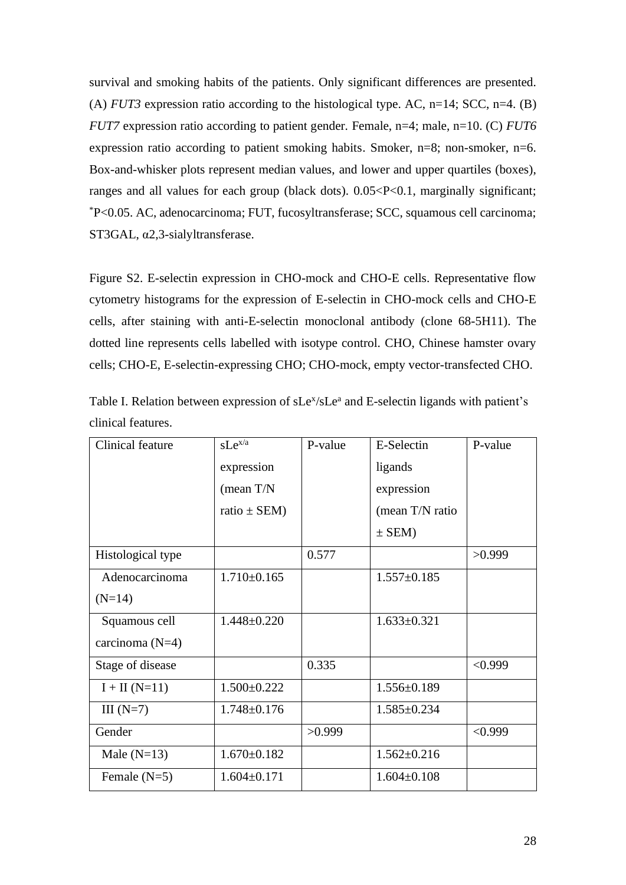survival and smoking habits of the patients. Only significant differences are presented. (A) *FUT3* expression ratio according to the histological type. AC, n=14; SCC, n=4. (B) *FUT7* expression ratio according to patient gender. Female, n=4; male, n=10. (C) *FUT6* expression ratio according to patient smoking habits. Smoker, n=8; non-smoker, n=6. Box-and-whisker plots represent median values, and lower and upper quartiles (boxes), ranges and all values for each group (black dots). $0.05<P<0.1$, marginally significant; *$P<0.05$. AC, adenocarcinoma; FUT, fucosyltransferase; SCC, squamous cell carcinoma; ST3GAL, α2,3-sialyltransferase.

Figure S2. E-selectin expression in CHO-mock and CHO-E cells. Representative flow cytometry histograms for the expression of E-selectin in CHO-mock cells and CHO-E cells, after staining with anti-E-selectin monoclonal antibody (clone 68-5H11). The dotted line represents cells labelled with isotype control. CHO, Chinese hamster ovary cells; CHO-E, E-selectin-expressing CHO; CHO-mock, empty vector-transfected CHO.

Table I. Relation between expression of $sLe^x/sLe^a$ and E-selectin ligands with patient's clinical features.

| Clinical feature | $sLe^{x/a}$ expression (mean T/N ratio ± SEM) | P-value | E-Selectin ligands expression (mean T/N ratio ± SEM) | P-value |
|---|---|---|---|---|
| Histological type | | 0.577 | | >0.999 |
| Adenocarcinoma (N=14) | 1.710±0.165 | | 1.557±0.185 | |
| Squamous cell carcinoma (N=4) | 1.448±0.220 | | 1.633±0.321 | |
| Stage of disease | | 0.335 | | <0.999 |
| I + II (N=11) | 1.500±0.222 | | 1.556±0.189 | |
| III (N=7) | 1.748±0.176 | | 1.585±0.234 | |
| Gender | | >0.999 | | <0.999 |
| Male (N=13) | 1.670±0.182 | | 1.562±0.216 | |
| Female (N=5) | 1.604±0.171 | | 1.604±0.108 | |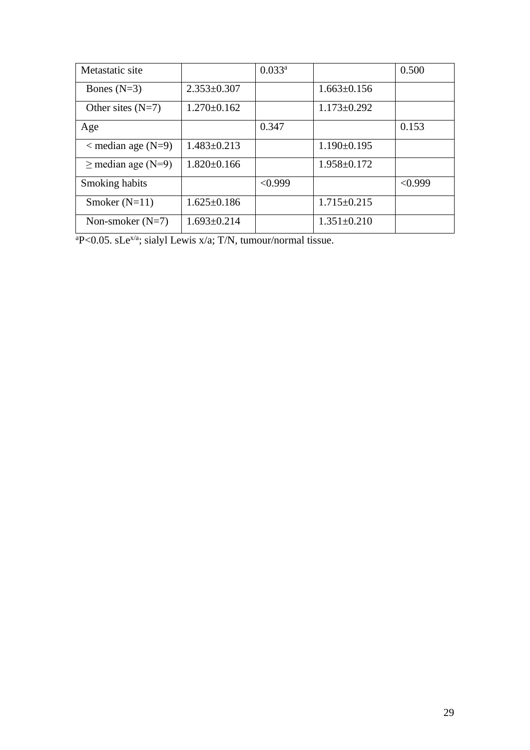| | | | | |
|---|---|---|---|---|
| Metastatic site | | 0.033[a] | | 0.500 |
| Bones (N=3) | 2.353±0.307 | | 1.663±0.156 | |
| Other sites (N=7) | 1.270±0.162 | | 1.173±0.292 | |
| Age | | 0.347 | | 0.153 |
| < median age (N=9) | 1.483±0.213 | | 1.190±0.195 | |
| ≥ median age (N=9) | 1.820±0.166 | | 1.958±0.172 | |
| Smoking habits | | <0.999 | | <0.999 |
| Smoker (N=11) | 1.625±0.186 | | 1.715±0.215 | |
| Non-smoker (N=7) | 1.693±0.214 | | 1.351±0.210 | |

[a]P<0.05. $sLe^{x/a}$; sialyl Lewis x/a; T/N, tumour/normal tissue.